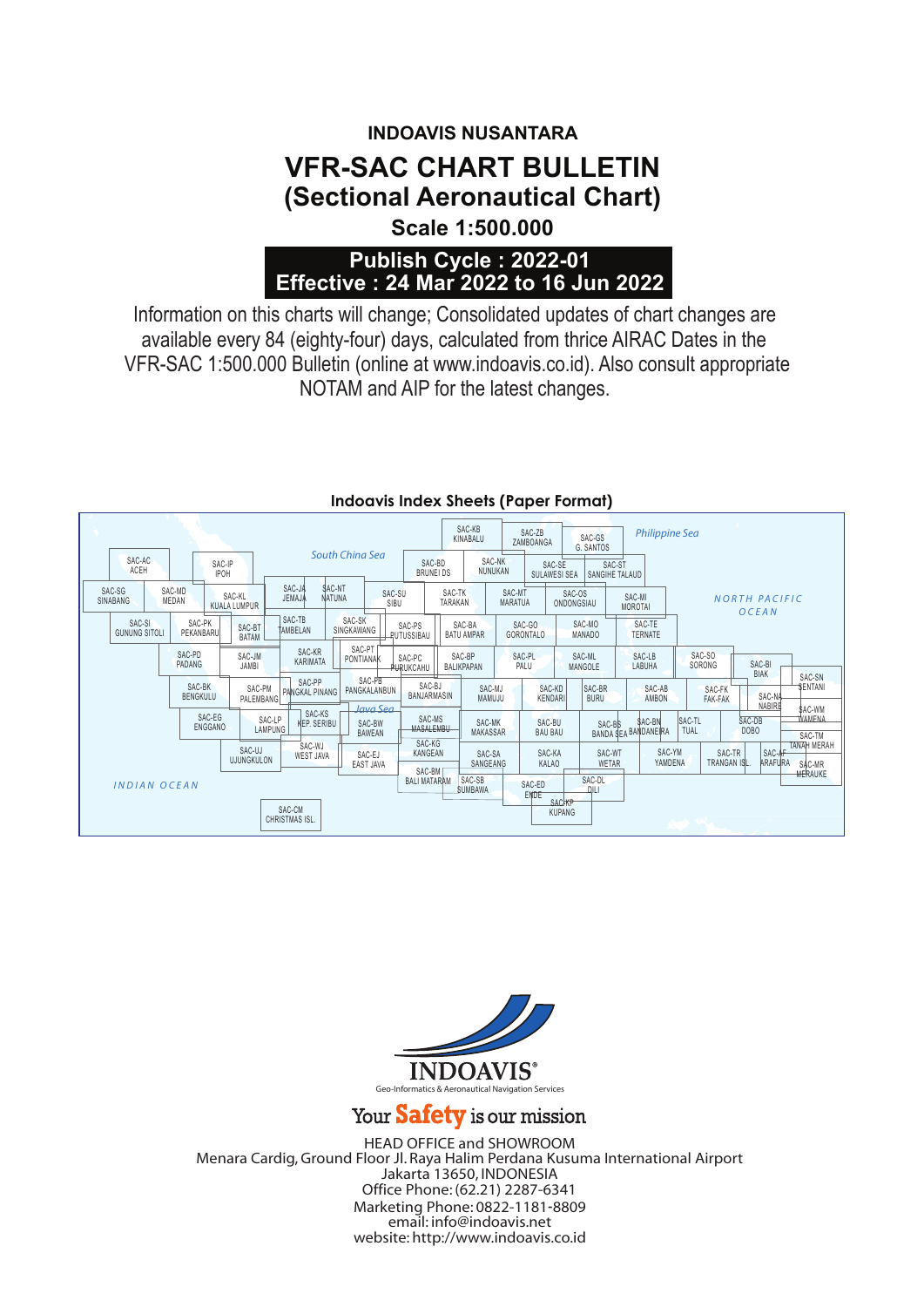**INDOAVIS NUSANTARA**

# VFR-SAC CHART BULLETIN
## (Sectional Aeronautical Chart)

**Scale 1:500.000**

**Publish Cycle : 2022-01**
**Effective : 24 Mar 2022 to 16 Jun 2022**

Information on this charts will change; Consolidated updates of chart changes are available every 84 (eighty-four) days, calculated from thrice AIRAC Dates in the VFR-SAC 1:500.000 Bulletin (online at www.indoavis.co.id). Also consult appropriate NOTAM and AIP for the latest changes.

**Indoavis Index Sheets (Paper Format)**

South China Sea · Philippine Sea · NORTH PACIFIC OCEAN · Java Sea · INDIAN OCEAN

SAC-KB KINABALU · SAC-ZB ZAMBOANGA · SAC-GS G. SANTOS · SAC-AC ACEH · SAC-IP IPOH · SAC-BD BRUNEI DS · SAC-NK NUNUKAN · SAC-SE SULAWESI SEA · SAC-ST SANGIHE TALAUD · SAC-SG SINABANG · SAC-MD MEDAN · SAC-KL KUALA LUMPUR · SAC-JA JEMAJA · SAC-NT NATUNA · SAC-SU SIBU · SAC-TK TARAKAN · SAC-MT MARATUA · SAC-OS ONDONGSIAU · SAC-MI MOROTAI · SAC-SI GUNUNG SITOLI · SAC-PK PEKANBARU · SAC-BT BATAM · SAC-TB TAMBELAN · SAC-SK SINGKAWANG · SAC-PS PUTUSSIBAU · SAC-BA BATU AMPAR · SAC-GO GORONTALO · SAC-MO MANADO · SAC-TE TERNATE · SAC-PD PADANG · SAC-JM JAMBI · SAC-KR KARIMATA · SAC-PT PONTIANAK · SAC-PC PURUKCAHU · SAC-BP BALIKPAPAN · SAC-PL PALU · SAC-ML MANGOLE · SAC-LB LABUHA · SAC-SO SORONG · SAC-BI BIAK · SAC-SN SENTANI · SAC-BK BENGKULU · SAC-PM PALEMBANG · SAC-PP PANGKAL PINANG · SAC-PB PANGKALANBUN · SAC-BJ BANJARMASIN · SAC-MJ MAMUJU · SAC-KD KENDARI · SAC-BR BURU · SAC-AB AMBON · SAC-FK FAK-FAK · SAC-NA NABIRE · SAC-WM WAMENA · SAC-EG ENGGANO · SAC-LP LAMPUNG · SAC-KS KEP. SERIBU · SAC-BW BAWEAN · SAC-MS MASALEMBU · SAC-MK MAKASSAR · SAC-BU BAU BAU · SAC-BS BANDA SEA · SAC-BN BANDANEIRA · SAC-TL TUAL · SAC-DB DOBO · SAC-TM TANAH MERAH · SAC-UJ UJUNGKULON · SAC-WJ WEST JAVA · SAC-EJ EAST JAVA · SAC-KG KANGEAN · SAC-SA SANGEANG · SAC-KA KALAO · SAC-WT WETAR · SAC-YM YAMDENA · SAC-TR TRANGAN ISL. · SAC-AF ARAFURA · SAC-MR MERAUKE · SAC-BM BALI MATARAM · SAC-SB SUMBAWA · SAC-ED ENDE · SAC-DL DILI · SAC-KP KUPANG · SAC-CM CHRISTMAS ISL.

**INDOAVIS®**
Geo-Informatics & Aeronautical Navigation Services

Your **Safety** is our mission

HEAD OFFICE and SHOWROOM
Menara Cardig, Ground Floor Jl. Raya Halim Perdana Kusuma International Airport
Jakarta 13650, INDONESIA
Office Phone: (62.21) 2287-6341
Marketing Phone: 0822-1181-8809
email: info@indoavis.net
website: http://www.indoavis.co.id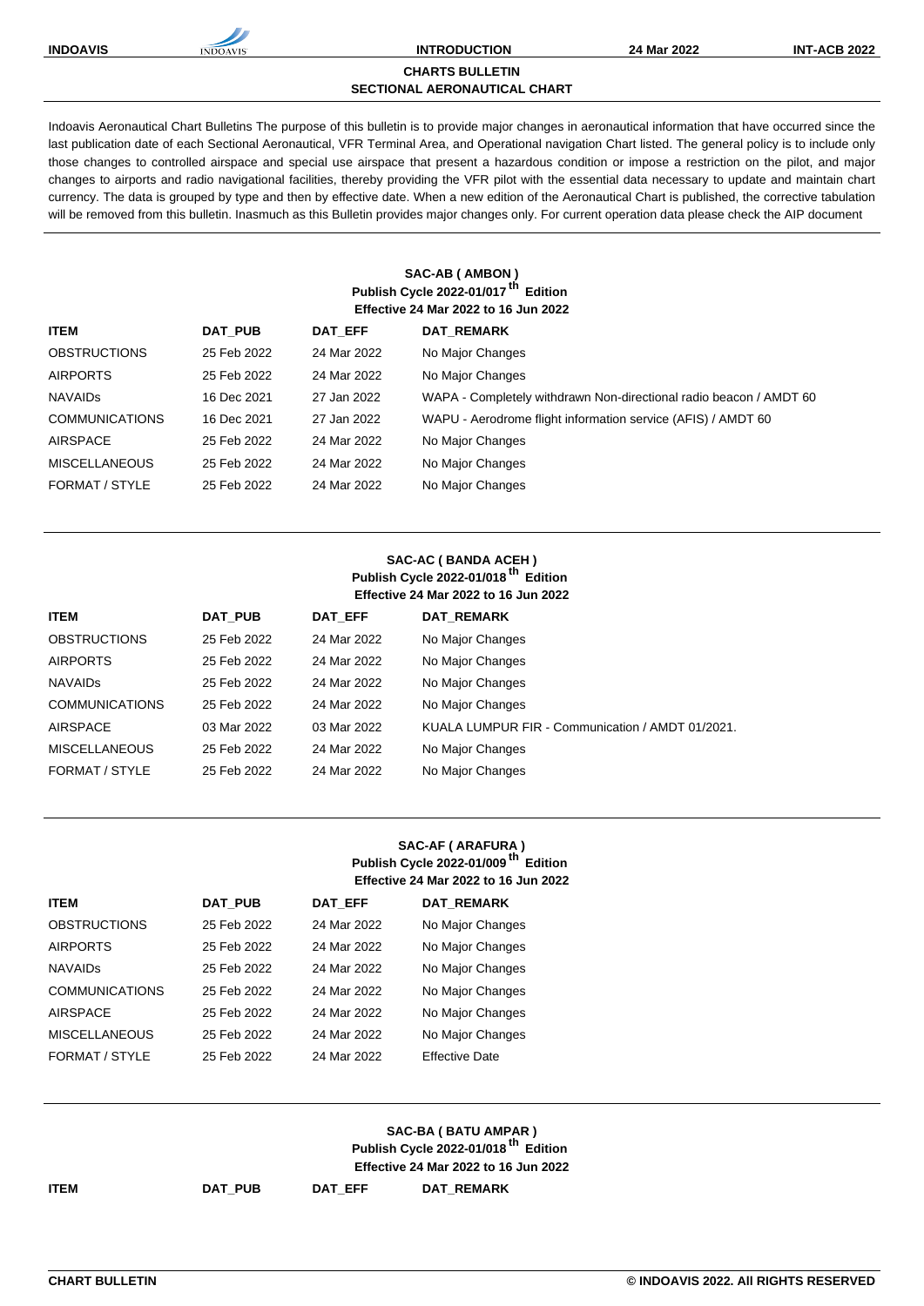## CHARTS BULLETIN
## SECTIONAL AERONAUTICAL CHART

Indoavis Aeronautical Chart Bulletins The purpose of this bulletin is to provide major changes in aeronautical information that have occurred since the last publication date of each Sectional Aeronautical, VFR Terminal Area, and Operational navigation Chart listed. The general policy is to include only those changes to controlled airspace and special use airspace that present a hazardous condition or impose a restriction on the pilot, and major changes to airports and radio navigational facilities, thereby providing the VFR pilot with the essential data necessary to update and maintain chart currency. The data is grouped by type and then by effective date. When a new edition of the Aeronautical Chart is published, the corrective tabulation will be removed from this bulletin. Inasmuch as this Bulletin provides major changes only. For current operation data please check the AIP document

### SAC-AB ( AMBON )
**Publish Cycle 2022-01/017th Edition**
**Effective 24 Mar 2022 to 16 Jun 2022**

| ITEM | DAT_PUB | DAT_EFF | DAT_REMARK |
|---|---|---|---|
| OBSTRUCTIONS | 25 Feb 2022 | 24 Mar 2022 | No Major Changes |
| AIRPORTS | 25 Feb 2022 | 24 Mar 2022 | No Major Changes |
| NAVAIDs | 16 Dec 2021 | 27 Jan 2022 | WAPA - Completely withdrawn Non-directional radio beacon / AMDT 60 |
| COMMUNICATIONS | 16 Dec 2021 | 27 Jan 2022 | WAPU - Aerodrome flight information service (AFIS) / AMDT 60 |
| AIRSPACE | 25 Feb 2022 | 24 Mar 2022 | No Major Changes |
| MISCELLANEOUS | 25 Feb 2022 | 24 Mar 2022 | No Major Changes |
| FORMAT / STYLE | 25 Feb 2022 | 24 Mar 2022 | No Major Changes |

### SAC-AC ( BANDA ACEH )
**Publish Cycle 2022-01/018th Edition**
**Effective 24 Mar 2022 to 16 Jun 2022**

| ITEM | DAT_PUB | DAT_EFF | DAT_REMARK |
|---|---|---|---|
| OBSTRUCTIONS | 25 Feb 2022 | 24 Mar 2022 | No Major Changes |
| AIRPORTS | 25 Feb 2022 | 24 Mar 2022 | No Major Changes |
| NAVAIDs | 25 Feb 2022 | 24 Mar 2022 | No Major Changes |
| COMMUNICATIONS | 25 Feb 2022 | 24 Mar 2022 | No Major Changes |
| AIRSPACE | 03 Mar 2022 | 03 Mar 2022 | KUALA LUMPUR FIR - Communication / AMDT 01/2021. |
| MISCELLANEOUS | 25 Feb 2022 | 24 Mar 2022 | No Major Changes |
| FORMAT / STYLE | 25 Feb 2022 | 24 Mar 2022 | No Major Changes |

### SAC-AF ( ARAFURA )
**Publish Cycle 2022-01/009th Edition**
**Effective 24 Mar 2022 to 16 Jun 2022**

| ITEM | DAT_PUB | DAT_EFF | DAT_REMARK |
|---|---|---|---|
| OBSTRUCTIONS | 25 Feb 2022 | 24 Mar 2022 | No Major Changes |
| AIRPORTS | 25 Feb 2022 | 24 Mar 2022 | No Major Changes |
| NAVAIDs | 25 Feb 2022 | 24 Mar 2022 | No Major Changes |
| COMMUNICATIONS | 25 Feb 2022 | 24 Mar 2022 | No Major Changes |
| AIRSPACE | 25 Feb 2022 | 24 Mar 2022 | No Major Changes |
| MISCELLANEOUS | 25 Feb 2022 | 24 Mar 2022 | No Major Changes |
| FORMAT / STYLE | 25 Feb 2022 | 24 Mar 2022 | Effective Date |

### SAC-BA ( BATU AMPAR )
**Publish Cycle 2022-01/018th Edition**
**Effective 24 Mar 2022 to 16 Jun 2022**

| ITEM | DAT_PUB | DAT_EFF | DAT_REMARK |
|---|---|---|---|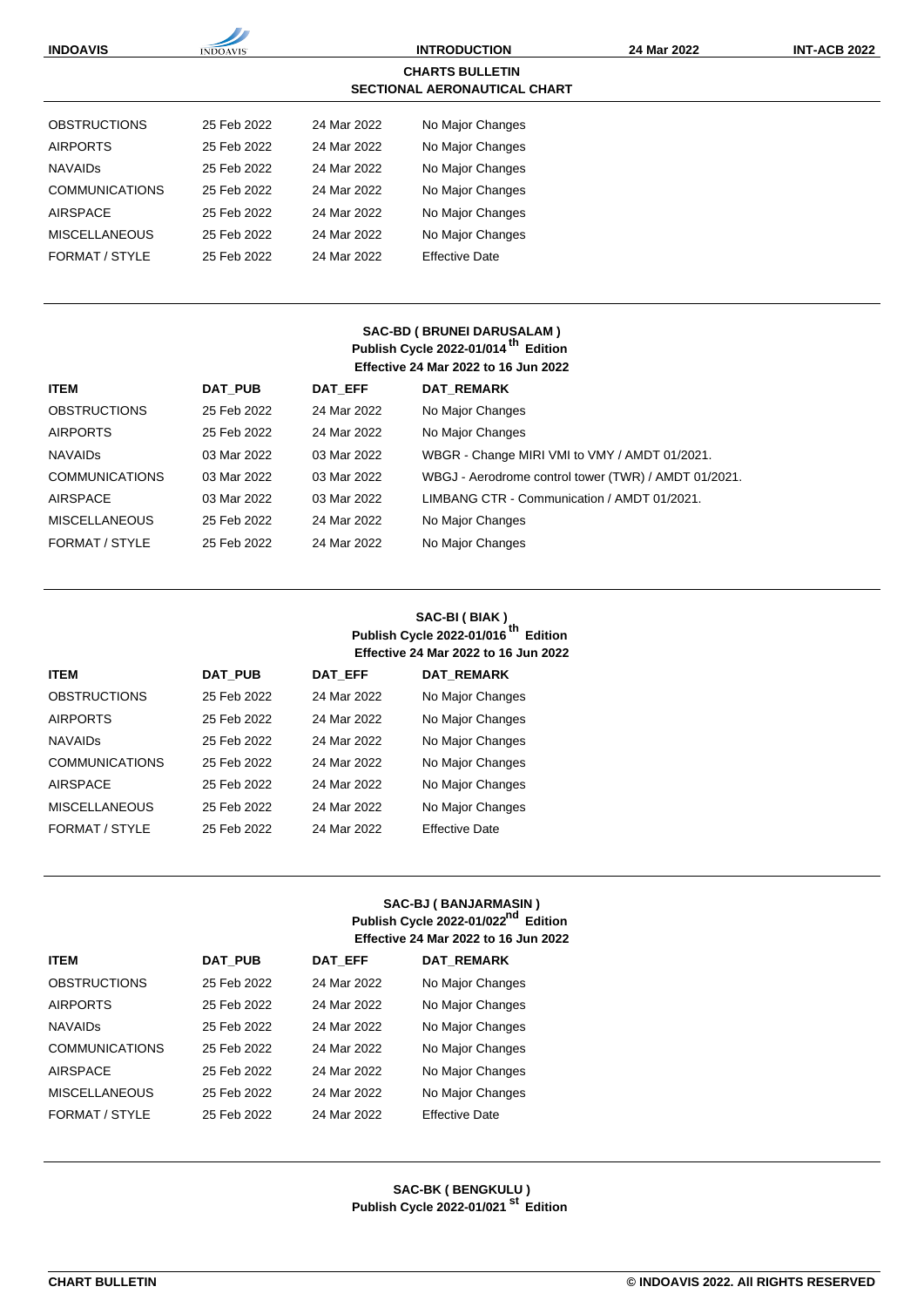## CHARTS BULLETIN
## SECTIONAL AERONAUTICAL CHART

| | | | |
|---|---|---|---|
| OBSTRUCTIONS | 25 Feb 2022 | 24 Mar 2022 | No Major Changes |
| AIRPORTS | 25 Feb 2022 | 24 Mar 2022 | No Major Changes |
| NAVAIDs | 25 Feb 2022 | 24 Mar 2022 | No Major Changes |
| COMMUNICATIONS | 25 Feb 2022 | 24 Mar 2022 | No Major Changes |
| AIRSPACE | 25 Feb 2022 | 24 Mar 2022 | No Major Changes |
| MISCELLANEOUS | 25 Feb 2022 | 24 Mar 2022 | No Major Changes |
| FORMAT / STYLE | 25 Feb 2022 | 24 Mar 2022 | Effective Date |

### SAC-BD ( BRUNEI DARUSALAM )
**Publish Cycle 2022-01/014th Edition**
**Effective 24 Mar 2022 to 16 Jun 2022**

| ITEM | DAT_PUB | DAT_EFF | DAT_REMARK |
|---|---|---|---|
| OBSTRUCTIONS | 25 Feb 2022 | 24 Mar 2022 | No Major Changes |
| AIRPORTS | 25 Feb 2022 | 24 Mar 2022 | No Major Changes |
| NAVAIDs | 03 Mar 2022 | 03 Mar 2022 | WBGR - Change MIRI VMI to VMY / AMDT 01/2021. |
| COMMUNICATIONS | 03 Mar 2022 | 03 Mar 2022 | WBGJ - Aerodrome control tower (TWR) / AMDT 01/2021. |
| AIRSPACE | 03 Mar 2022 | 03 Mar 2022 | LIMBANG CTR - Communication / AMDT 01/2021. |
| MISCELLANEOUS | 25 Feb 2022 | 24 Mar 2022 | No Major Changes |
| FORMAT / STYLE | 25 Feb 2022 | 24 Mar 2022 | No Major Changes |

### SAC-BI ( BIAK )
**Publish Cycle 2022-01/016th Edition**
**Effective 24 Mar 2022 to 16 Jun 2022**

| ITEM | DAT_PUB | DAT_EFF | DAT_REMARK |
|---|---|---|---|
| OBSTRUCTIONS | 25 Feb 2022 | 24 Mar 2022 | No Major Changes |
| AIRPORTS | 25 Feb 2022 | 24 Mar 2022 | No Major Changes |
| NAVAIDs | 25 Feb 2022 | 24 Mar 2022 | No Major Changes |
| COMMUNICATIONS | 25 Feb 2022 | 24 Mar 2022 | No Major Changes |
| AIRSPACE | 25 Feb 2022 | 24 Mar 2022 | No Major Changes |
| MISCELLANEOUS | 25 Feb 2022 | 24 Mar 2022 | No Major Changes |
| FORMAT / STYLE | 25 Feb 2022 | 24 Mar 2022 | Effective Date |

### SAC-BJ ( BANJARMASIN )
**Publish Cycle 2022-01/022nd Edition**
**Effective 24 Mar 2022 to 16 Jun 2022**

| ITEM | DAT_PUB | DAT_EFF | DAT_REMARK |
|---|---|---|---|
| OBSTRUCTIONS | 25 Feb 2022 | 24 Mar 2022 | No Major Changes |
| AIRPORTS | 25 Feb 2022 | 24 Mar 2022 | No Major Changes |
| NAVAIDs | 25 Feb 2022 | 24 Mar 2022 | No Major Changes |
| COMMUNICATIONS | 25 Feb 2022 | 24 Mar 2022 | No Major Changes |
| AIRSPACE | 25 Feb 2022 | 24 Mar 2022 | No Major Changes |
| MISCELLANEOUS | 25 Feb 2022 | 24 Mar 2022 | No Major Changes |
| FORMAT / STYLE | 25 Feb 2022 | 24 Mar 2022 | Effective Date |

### SAC-BK ( BENGKULU )
**Publish Cycle 2022-01/021st Edition**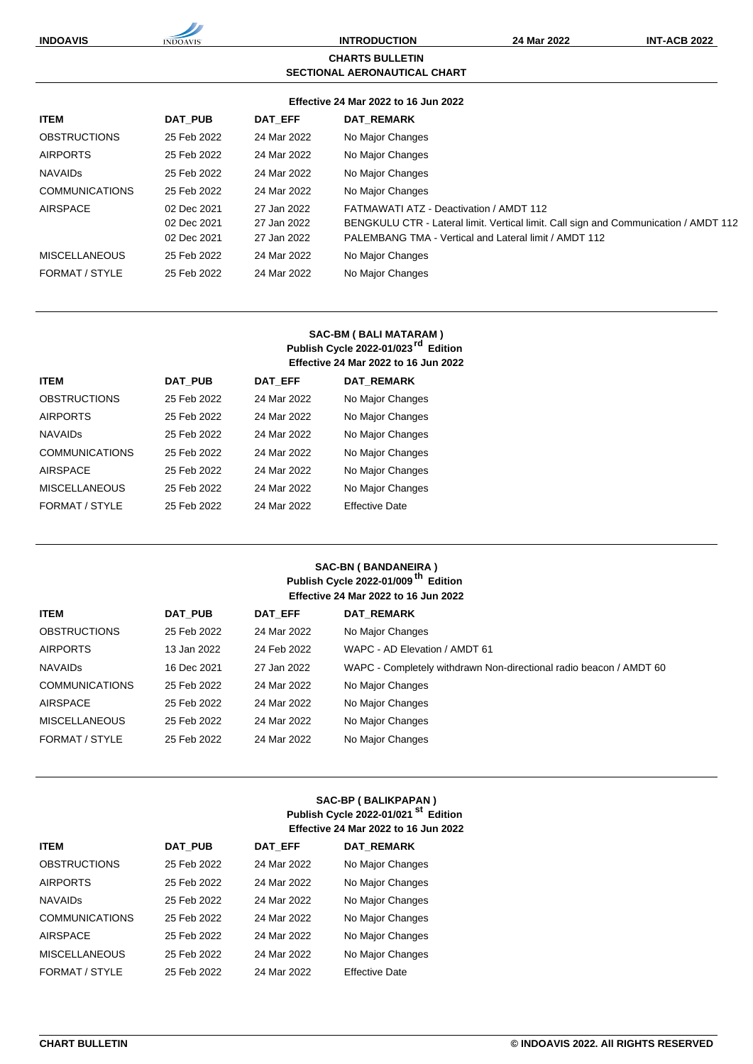**CHARTS BULLETIN**

**SECTIONAL AERONAUTICAL CHART**

**Effective 24 Mar 2022 to 16 Jun 2022**

| ITEM | DAT_PUB | DAT_EFF | DAT_REMARK |
|---|---|---|---|
| OBSTRUCTIONS | 25 Feb 2022 | 24 Mar 2022 | No Major Changes |
| AIRPORTS | 25 Feb 2022 | 24 Mar 2022 | No Major Changes |
| NAVAIDs | 25 Feb 2022 | 24 Mar 2022 | No Major Changes |
| COMMUNICATIONS | 25 Feb 2022 | 24 Mar 2022 | No Major Changes |
| AIRSPACE | 02 Dec 2021 | 27 Jan 2022 | FATMAWATI ATZ - Deactivation / AMDT 112 |
| | 02 Dec 2021 | 27 Jan 2022 | BENGKULU CTR - Lateral limit. Vertical limit. Call sign and Communication / AMDT 112 |
| | 02 Dec 2021 | 27 Jan 2022 | PALEMBANG TMA - Vertical and Lateral limit / AMDT 112 |
| MISCELLANEOUS | 25 Feb 2022 | 24 Mar 2022 | No Major Changes |
| FORMAT / STYLE | 25 Feb 2022 | 24 Mar 2022 | No Major Changes |

**SAC-BM ( BALI MATARAM )**

**Publish Cycle 2022-01/023rd Edition**

**Effective 24 Mar 2022 to 16 Jun 2022**

| ITEM | DAT_PUB | DAT_EFF | DAT_REMARK |
|---|---|---|---|
| OBSTRUCTIONS | 25 Feb 2022 | 24 Mar 2022 | No Major Changes |
| AIRPORTS | 25 Feb 2022 | 24 Mar 2022 | No Major Changes |
| NAVAIDs | 25 Feb 2022 | 24 Mar 2022 | No Major Changes |
| COMMUNICATIONS | 25 Feb 2022 | 24 Mar 2022 | No Major Changes |
| AIRSPACE | 25 Feb 2022 | 24 Mar 2022 | No Major Changes |
| MISCELLANEOUS | 25 Feb 2022 | 24 Mar 2022 | No Major Changes |
| FORMAT / STYLE | 25 Feb 2022 | 24 Mar 2022 | Effective Date |

**SAC-BN ( BANDANEIRA )**

**Publish Cycle 2022-01/009th Edition**

**Effective 24 Mar 2022 to 16 Jun 2022**

| ITEM | DAT_PUB | DAT_EFF | DAT_REMARK |
|---|---|---|---|
| OBSTRUCTIONS | 25 Feb 2022 | 24 Mar 2022 | No Major Changes |
| AIRPORTS | 13 Jan 2022 | 24 Feb 2022 | WAPC - AD Elevation / AMDT 61 |
| NAVAIDs | 16 Dec 2021 | 27 Jan 2022 | WAPC - Completely withdrawn Non-directional radio beacon / AMDT 60 |
| COMMUNICATIONS | 25 Feb 2022 | 24 Mar 2022 | No Major Changes |
| AIRSPACE | 25 Feb 2022 | 24 Mar 2022 | No Major Changes |
| MISCELLANEOUS | 25 Feb 2022 | 24 Mar 2022 | No Major Changes |
| FORMAT / STYLE | 25 Feb 2022 | 24 Mar 2022 | No Major Changes |

**SAC-BP ( BALIKPAPAN )**

**Publish Cycle 2022-01/021st Edition**

**Effective 24 Mar 2022 to 16 Jun 2022**

| ITEM | DAT_PUB | DAT_EFF | DAT_REMARK |
|---|---|---|---|
| OBSTRUCTIONS | 25 Feb 2022 | 24 Mar 2022 | No Major Changes |
| AIRPORTS | 25 Feb 2022 | 24 Mar 2022 | No Major Changes |
| NAVAIDs | 25 Feb 2022 | 24 Mar 2022 | No Major Changes |
| COMMUNICATIONS | 25 Feb 2022 | 24 Mar 2022 | No Major Changes |
| AIRSPACE | 25 Feb 2022 | 24 Mar 2022 | No Major Changes |
| MISCELLANEOUS | 25 Feb 2022 | 24 Mar 2022 | No Major Changes |
| FORMAT / STYLE | 25 Feb 2022 | 24 Mar 2022 | Effective Date |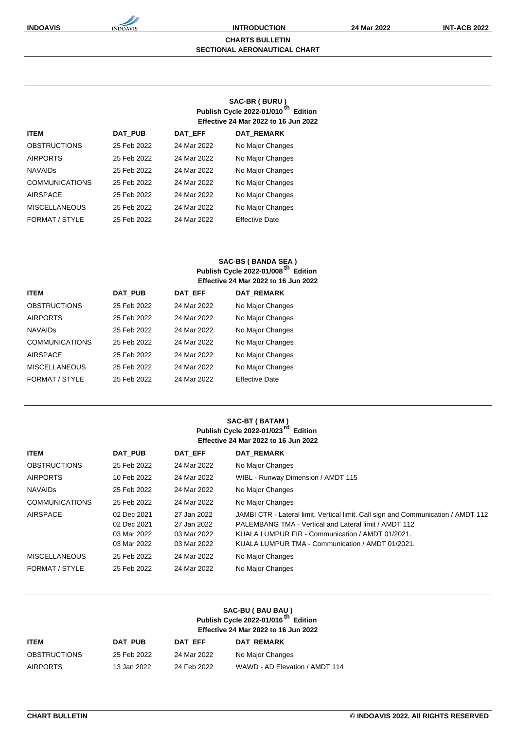## CHARTS BULLETIN
## SECTIONAL AERONAUTICAL CHART

### SAC-BR ( BURU )
**Publish Cycle 2022-01/010th Edition**
**Effective 24 Mar 2022 to 16 Jun 2022**

| ITEM | DAT_PUB | DAT_EFF | DAT_REMARK |
|---|---|---|---|
| OBSTRUCTIONS | 25 Feb 2022 | 24 Mar 2022 | No Major Changes |
| AIRPORTS | 25 Feb 2022 | 24 Mar 2022 | No Major Changes |
| NAVAIDs | 25 Feb 2022 | 24 Mar 2022 | No Major Changes |
| COMMUNICATIONS | 25 Feb 2022 | 24 Mar 2022 | No Major Changes |
| AIRSPACE | 25 Feb 2022 | 24 Mar 2022 | No Major Changes |
| MISCELLANEOUS | 25 Feb 2022 | 24 Mar 2022 | No Major Changes |
| FORMAT / STYLE | 25 Feb 2022 | 24 Mar 2022 | Effective Date |

### SAC-BS ( BANDA SEA )
**Publish Cycle 2022-01/008th Edition**
**Effective 24 Mar 2022 to 16 Jun 2022**

| ITEM | DAT_PUB | DAT_EFF | DAT_REMARK |
|---|---|---|---|
| OBSTRUCTIONS | 25 Feb 2022 | 24 Mar 2022 | No Major Changes |
| AIRPORTS | 25 Feb 2022 | 24 Mar 2022 | No Major Changes |
| NAVAIDs | 25 Feb 2022 | 24 Mar 2022 | No Major Changes |
| COMMUNICATIONS | 25 Feb 2022 | 24 Mar 2022 | No Major Changes |
| AIRSPACE | 25 Feb 2022 | 24 Mar 2022 | No Major Changes |
| MISCELLANEOUS | 25 Feb 2022 | 24 Mar 2022 | No Major Changes |
| FORMAT / STYLE | 25 Feb 2022 | 24 Mar 2022 | Effective Date |

### SAC-BT ( BATAM )
**Publish Cycle 2022-01/023rd Edition**
**Effective 24 Mar 2022 to 16 Jun 2022**

| ITEM | DAT_PUB | DAT_EFF | DAT_REMARK |
|---|---|---|---|
| OBSTRUCTIONS | 25 Feb 2022 | 24 Mar 2022 | No Major Changes |
| AIRPORTS | 10 Feb 2022 | 24 Mar 2022 | WIBL - Runway Dimension / AMDT 115 |
| NAVAIDs | 25 Feb 2022 | 24 Mar 2022 | No Major Changes |
| COMMUNICATIONS | 25 Feb 2022 | 24 Mar 2022 | No Major Changes |
| AIRSPACE | 02 Dec 2021 | 27 Jan 2022 | JAMBI CTR - Lateral limit. Vertical limit. Call sign and Communication / AMDT 112 |
| | 02 Dec 2021 | 27 Jan 2022 | PALEMBANG TMA - Vertical and Lateral limit / AMDT 112 |
| | 03 Mar 2022 | 03 Mar 2022 | KUALA LUMPUR FIR - Communication / AMDT 01/2021. |
| | 03 Mar 2022 | 03 Mar 2022 | KUALA LUMPUR TMA - Communication / AMDT 01/2021. |
| MISCELLANEOUS | 25 Feb 2022 | 24 Mar 2022 | No Major Changes |
| FORMAT / STYLE | 25 Feb 2022 | 24 Mar 2022 | No Major Changes |

### SAC-BU ( BAU BAU )
**Publish Cycle 2022-01/016th Edition**
**Effective 24 Mar 2022 to 16 Jun 2022**

| ITEM | DAT_PUB | DAT_EFF | DAT_REMARK |
|---|---|---|---|
| OBSTRUCTIONS | 25 Feb 2022 | 24 Mar 2022 | No Major Changes |
| AIRPORTS | 13 Jan 2022 | 24 Feb 2022 | WAWD - AD Elevation / AMDT 114 |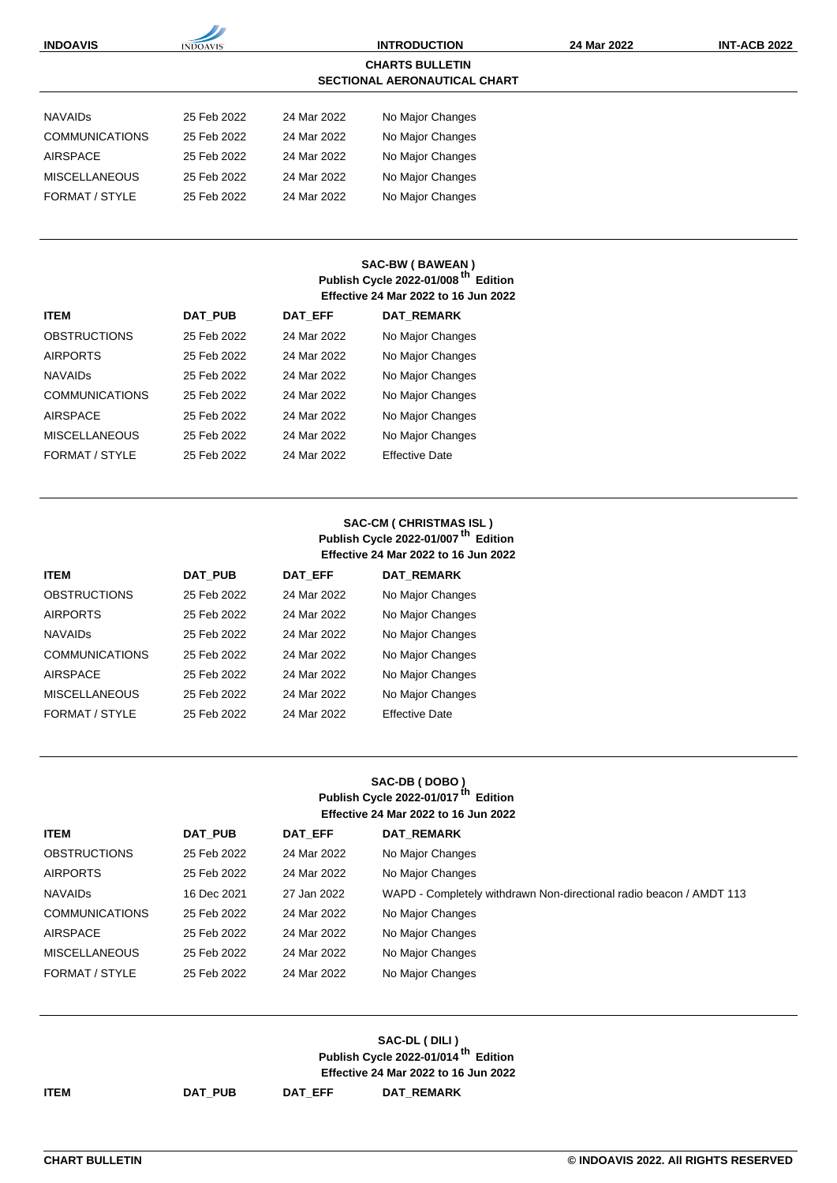## CHARTS BULLETIN

## SECTIONAL AERONAUTICAL CHART

| | | | |
|---|---|---|---|
| NAVAIDs | 25 Feb 2022 | 24 Mar 2022 | No Major Changes |
| COMMUNICATIONS | 25 Feb 2022 | 24 Mar 2022 | No Major Changes |
| AIRSPACE | 25 Feb 2022 | 24 Mar 2022 | No Major Changes |
| MISCELLANEOUS | 25 Feb 2022 | 24 Mar 2022 | No Major Changes |
| FORMAT / STYLE | 25 Feb 2022 | 24 Mar 2022 | No Major Changes |

### SAC-BW ( BAWEAN )

**Publish Cycle 2022-01/008[th] Edition**

**Effective 24 Mar 2022 to 16 Jun 2022**

| ITEM | DAT_PUB | DAT_EFF | DAT_REMARK |
|---|---|---|---|
| OBSTRUCTIONS | 25 Feb 2022 | 24 Mar 2022 | No Major Changes |
| AIRPORTS | 25 Feb 2022 | 24 Mar 2022 | No Major Changes |
| NAVAIDs | 25 Feb 2022 | 24 Mar 2022 | No Major Changes |
| COMMUNICATIONS | 25 Feb 2022 | 24 Mar 2022 | No Major Changes |
| AIRSPACE | 25 Feb 2022 | 24 Mar 2022 | No Major Changes |
| MISCELLANEOUS | 25 Feb 2022 | 24 Mar 2022 | No Major Changes |
| FORMAT / STYLE | 25 Feb 2022 | 24 Mar 2022 | Effective Date |

### SAC-CM ( CHRISTMAS ISL )

**Publish Cycle 2022-01/007[th] Edition**

**Effective 24 Mar 2022 to 16 Jun 2022**

| ITEM | DAT_PUB | DAT_EFF | DAT_REMARK |
|---|---|---|---|
| OBSTRUCTIONS | 25 Feb 2022 | 24 Mar 2022 | No Major Changes |
| AIRPORTS | 25 Feb 2022 | 24 Mar 2022 | No Major Changes |
| NAVAIDs | 25 Feb 2022 | 24 Mar 2022 | No Major Changes |
| COMMUNICATIONS | 25 Feb 2022 | 24 Mar 2022 | No Major Changes |
| AIRSPACE | 25 Feb 2022 | 24 Mar 2022 | No Major Changes |
| MISCELLANEOUS | 25 Feb 2022 | 24 Mar 2022 | No Major Changes |
| FORMAT / STYLE | 25 Feb 2022 | 24 Mar 2022 | Effective Date |

### SAC-DB ( DOBO )

**Publish Cycle 2022-01/017[th] Edition**

**Effective 24 Mar 2022 to 16 Jun 2022**

| ITEM | DAT_PUB | DAT_EFF | DAT_REMARK |
|---|---|---|---|
| OBSTRUCTIONS | 25 Feb 2022 | 24 Mar 2022 | No Major Changes |
| AIRPORTS | 25 Feb 2022 | 24 Mar 2022 | No Major Changes |
| NAVAIDs | 16 Dec 2021 | 27 Jan 2022 | WAPD - Completely withdrawn Non-directional radio beacon / AMDT 113 |
| COMMUNICATIONS | 25 Feb 2022 | 24 Mar 2022 | No Major Changes |
| AIRSPACE | 25 Feb 2022 | 24 Mar 2022 | No Major Changes |
| MISCELLANEOUS | 25 Feb 2022 | 24 Mar 2022 | No Major Changes |
| FORMAT / STYLE | 25 Feb 2022 | 24 Mar 2022 | No Major Changes |

### SAC-DL ( DILI )

**Publish Cycle 2022-01/014[th] Edition**

**Effective 24 Mar 2022 to 16 Jun 2022**

| ITEM | DAT_PUB | DAT_EFF | DAT_REMARK |
|---|---|---|---|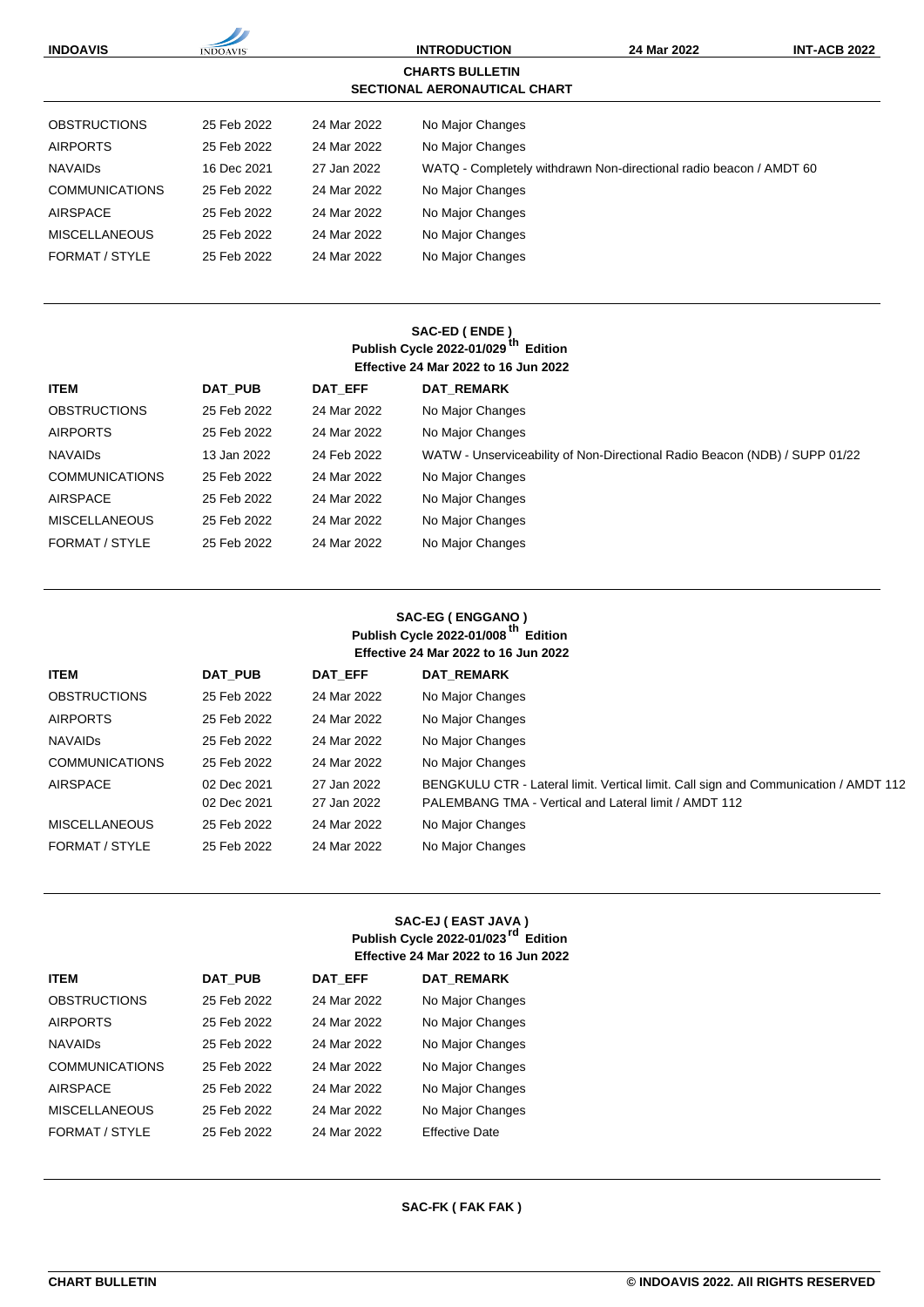## CHARTS BULLETIN
## SECTIONAL AERONAUTICAL CHART

| | | | |
|---|---|---|---|
| OBSTRUCTIONS | 25 Feb 2022 | 24 Mar 2022 | No Major Changes |
| AIRPORTS | 25 Feb 2022 | 24 Mar 2022 | No Major Changes |
| NAVAIDs | 16 Dec 2021 | 27 Jan 2022 | WATQ - Completely withdrawn Non-directional radio beacon / AMDT 60 |
| COMMUNICATIONS | 25 Feb 2022 | 24 Mar 2022 | No Major Changes |
| AIRSPACE | 25 Feb 2022 | 24 Mar 2022 | No Major Changes |
| MISCELLANEOUS | 25 Feb 2022 | 24 Mar 2022 | No Major Changes |
| FORMAT / STYLE | 25 Feb 2022 | 24 Mar 2022 | No Major Changes |

### SAC-ED ( ENDE )
**Publish Cycle 2022-01/029th Edition**
**Effective 24 Mar 2022 to 16 Jun 2022**

| ITEM | DAT_PUB | DAT_EFF | DAT_REMARK |
|---|---|---|---|
| OBSTRUCTIONS | 25 Feb 2022 | 24 Mar 2022 | No Major Changes |
| AIRPORTS | 25 Feb 2022 | 24 Mar 2022 | No Major Changes |
| NAVAIDs | 13 Jan 2022 | 24 Feb 2022 | WATW - Unserviceability of Non-Directional Radio Beacon (NDB) / SUPP 01/22 |
| COMMUNICATIONS | 25 Feb 2022 | 24 Mar 2022 | No Major Changes |
| AIRSPACE | 25 Feb 2022 | 24 Mar 2022 | No Major Changes |
| MISCELLANEOUS | 25 Feb 2022 | 24 Mar 2022 | No Major Changes |
| FORMAT / STYLE | 25 Feb 2022 | 24 Mar 2022 | No Major Changes |

### SAC-EG ( ENGGANO )
**Publish Cycle 2022-01/008th Edition**
**Effective 24 Mar 2022 to 16 Jun 2022**

| ITEM | DAT_PUB | DAT_EFF | DAT_REMARK |
|---|---|---|---|
| OBSTRUCTIONS | 25 Feb 2022 | 24 Mar 2022 | No Major Changes |
| AIRPORTS | 25 Feb 2022 | 24 Mar 2022 | No Major Changes |
| NAVAIDs | 25 Feb 2022 | 24 Mar 2022 | No Major Changes |
| COMMUNICATIONS | 25 Feb 2022 | 24 Mar 2022 | No Major Changes |
| AIRSPACE | 02 Dec 2021 | 27 Jan 2022 | BENGKULU CTR - Lateral limit. Vertical limit. Call sign and Communication / AMDT 112 |
| | 02 Dec 2021 | 27 Jan 2022 | PALEMBANG TMA - Vertical and Lateral limit / AMDT 112 |
| MISCELLANEOUS | 25 Feb 2022 | 24 Mar 2022 | No Major Changes |
| FORMAT / STYLE | 25 Feb 2022 | 24 Mar 2022 | No Major Changes |

### SAC-EJ ( EAST JAVA )
**Publish Cycle 2022-01/023rd Edition**
**Effective 24 Mar 2022 to 16 Jun 2022**

| ITEM | DAT_PUB | DAT_EFF | DAT_REMARK |
|---|---|---|---|
| OBSTRUCTIONS | 25 Feb 2022 | 24 Mar 2022 | No Major Changes |
| AIRPORTS | 25 Feb 2022 | 24 Mar 2022 | No Major Changes |
| NAVAIDs | 25 Feb 2022 | 24 Mar 2022 | No Major Changes |
| COMMUNICATIONS | 25 Feb 2022 | 24 Mar 2022 | No Major Changes |
| AIRSPACE | 25 Feb 2022 | 24 Mar 2022 | No Major Changes |
| MISCELLANEOUS | 25 Feb 2022 | 24 Mar 2022 | No Major Changes |
| FORMAT / STYLE | 25 Feb 2022 | 24 Mar 2022 | Effective Date |

### SAC-FK ( FAK FAK )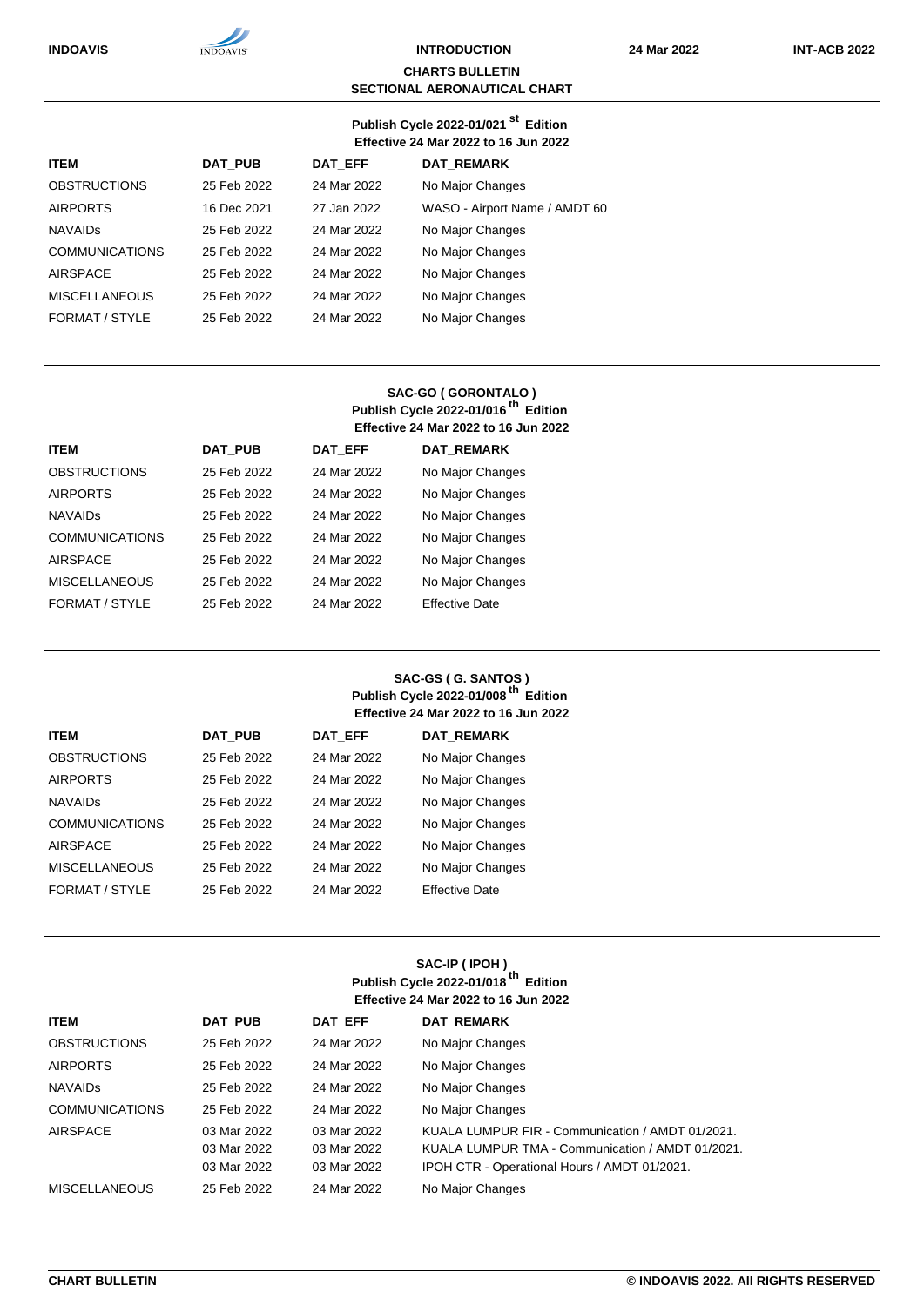**CHARTS BULLETIN**

**SECTIONAL AERONAUTICAL CHART**

**Publish Cycle 2022-01/021 st Edition**
**Effective 24 Mar 2022 to 16 Jun 2022**

| ITEM | DAT_PUB | DAT_EFF | DAT_REMARK |
|---|---|---|---|
| OBSTRUCTIONS | 25 Feb 2022 | 24 Mar 2022 | No Major Changes |
| AIRPORTS | 16 Dec 2021 | 27 Jan 2022 | WASO - Airport Name / AMDT 60 |
| NAVAIDs | 25 Feb 2022 | 24 Mar 2022 | No Major Changes |
| COMMUNICATIONS | 25 Feb 2022 | 24 Mar 2022 | No Major Changes |
| AIRSPACE | 25 Feb 2022 | 24 Mar 2022 | No Major Changes |
| MISCELLANEOUS | 25 Feb 2022 | 24 Mar 2022 | No Major Changes |
| FORMAT / STYLE | 25 Feb 2022 | 24 Mar 2022 | No Major Changes |

**SAC-GO ( GORONTALO )**
**Publish Cycle 2022-01/016 th Edition**
**Effective 24 Mar 2022 to 16 Jun 2022**

| ITEM | DAT_PUB | DAT_EFF | DAT_REMARK |
|---|---|---|---|
| OBSTRUCTIONS | 25 Feb 2022 | 24 Mar 2022 | No Major Changes |
| AIRPORTS | 25 Feb 2022 | 24 Mar 2022 | No Major Changes |
| NAVAIDs | 25 Feb 2022 | 24 Mar 2022 | No Major Changes |
| COMMUNICATIONS | 25 Feb 2022 | 24 Mar 2022 | No Major Changes |
| AIRSPACE | 25 Feb 2022 | 24 Mar 2022 | No Major Changes |
| MISCELLANEOUS | 25 Feb 2022 | 24 Mar 2022 | No Major Changes |
| FORMAT / STYLE | 25 Feb 2022 | 24 Mar 2022 | Effective Date |

**SAC-GS ( G. SANTOS )**
**Publish Cycle 2022-01/008 th Edition**
**Effective 24 Mar 2022 to 16 Jun 2022**

| ITEM | DAT_PUB | DAT_EFF | DAT_REMARK |
|---|---|---|---|
| OBSTRUCTIONS | 25 Feb 2022 | 24 Mar 2022 | No Major Changes |
| AIRPORTS | 25 Feb 2022 | 24 Mar 2022 | No Major Changes |
| NAVAIDs | 25 Feb 2022 | 24 Mar 2022 | No Major Changes |
| COMMUNICATIONS | 25 Feb 2022 | 24 Mar 2022 | No Major Changes |
| AIRSPACE | 25 Feb 2022 | 24 Mar 2022 | No Major Changes |
| MISCELLANEOUS | 25 Feb 2022 | 24 Mar 2022 | No Major Changes |
| FORMAT / STYLE | 25 Feb 2022 | 24 Mar 2022 | Effective Date |

**SAC-IP ( IPOH )**
**Publish Cycle 2022-01/018 th Edition**
**Effective 24 Mar 2022 to 16 Jun 2022**

| ITEM | DAT_PUB | DAT_EFF | DAT_REMARK |
|---|---|---|---|
| OBSTRUCTIONS | 25 Feb 2022 | 24 Mar 2022 | No Major Changes |
| AIRPORTS | 25 Feb 2022 | 24 Mar 2022 | No Major Changes |
| NAVAIDs | 25 Feb 2022 | 24 Mar 2022 | No Major Changes |
| COMMUNICATIONS | 25 Feb 2022 | 24 Mar 2022 | No Major Changes |
| AIRSPACE | 03 Mar 2022 | 03 Mar 2022 | KUALA LUMPUR FIR - Communication / AMDT 01/2021. |
| | 03 Mar 2022 | 03 Mar 2022 | KUALA LUMPUR TMA - Communication / AMDT 01/2021. |
| | 03 Mar 2022 | 03 Mar 2022 | IPOH CTR - Operational Hours / AMDT 01/2021. |
| MISCELLANEOUS | 25 Feb 2022 | 24 Mar 2022 | No Major Changes |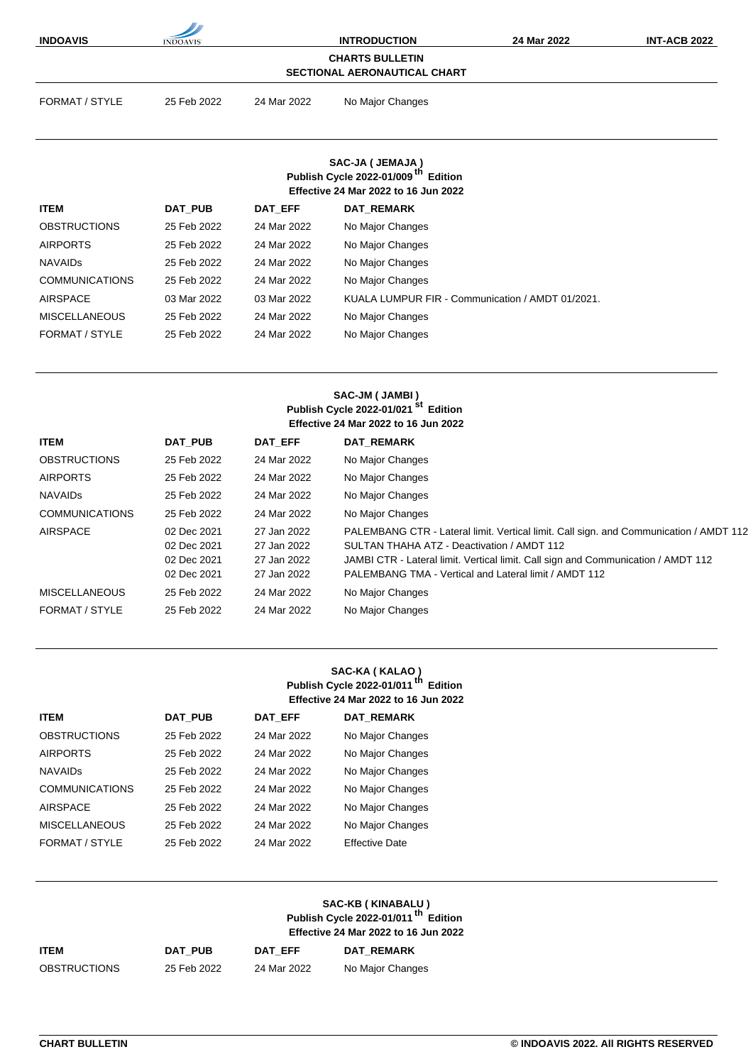**CHARTS BULLETIN**
**SECTIONAL AERONAUTICAL CHART**

| FORMAT / STYLE | 25 Feb 2022 | 24 Mar 2022 | No Major Changes |
|---|---|---|---|

### SAC-JA ( JEMAJA )
**Publish Cycle 2022-01/009 th Edition**
**Effective 24 Mar 2022 to 16 Jun 2022**

| ITEM | DAT_PUB | DAT_EFF | DAT_REMARK |
|---|---|---|---|
| OBSTRUCTIONS | 25 Feb 2022 | 24 Mar 2022 | No Major Changes |
| AIRPORTS | 25 Feb 2022 | 24 Mar 2022 | No Major Changes |
| NAVAIDs | 25 Feb 2022 | 24 Mar 2022 | No Major Changes |
| COMMUNICATIONS | 25 Feb 2022 | 24 Mar 2022 | No Major Changes |
| AIRSPACE | 03 Mar 2022 | 03 Mar 2022 | KUALA LUMPUR FIR - Communication / AMDT 01/2021. |
| MISCELLANEOUS | 25 Feb 2022 | 24 Mar 2022 | No Major Changes |
| FORMAT / STYLE | 25 Feb 2022 | 24 Mar 2022 | No Major Changes |

### SAC-JM ( JAMBI )
**Publish Cycle 2022-01/021 st Edition**
**Effective 24 Mar 2022 to 16 Jun 2022**

| ITEM | DAT_PUB | DAT_EFF | DAT_REMARK |
|---|---|---|---|
| OBSTRUCTIONS | 25 Feb 2022 | 24 Mar 2022 | No Major Changes |
| AIRPORTS | 25 Feb 2022 | 24 Mar 2022 | No Major Changes |
| NAVAIDs | 25 Feb 2022 | 24 Mar 2022 | No Major Changes |
| COMMUNICATIONS | 25 Feb 2022 | 24 Mar 2022 | No Major Changes |
| AIRSPACE | 02 Dec 2021 | 27 Jan 2022 | PALEMBANG CTR - Lateral limit. Vertical limit. Call sign. and Communication / AMDT 112 |
| | 02 Dec 2021 | 27 Jan 2022 | SULTAN THAHA ATZ - Deactivation / AMDT 112 |
| | 02 Dec 2021 | 27 Jan 2022 | JAMBI CTR - Lateral limit. Vertical limit. Call sign and Communication / AMDT 112 |
| | 02 Dec 2021 | 27 Jan 2022 | PALEMBANG TMA - Vertical and Lateral limit / AMDT 112 |
| MISCELLANEOUS | 25 Feb 2022 | 24 Mar 2022 | No Major Changes |
| FORMAT / STYLE | 25 Feb 2022 | 24 Mar 2022 | No Major Changes |

### SAC-KA ( KALAO )
**Publish Cycle 2022-01/011 th Edition**
**Effective 24 Mar 2022 to 16 Jun 2022**

| ITEM | DAT_PUB | DAT_EFF | DAT_REMARK |
|---|---|---|---|
| OBSTRUCTIONS | 25 Feb 2022 | 24 Mar 2022 | No Major Changes |
| AIRPORTS | 25 Feb 2022 | 24 Mar 2022 | No Major Changes |
| NAVAIDs | 25 Feb 2022 | 24 Mar 2022 | No Major Changes |
| COMMUNICATIONS | 25 Feb 2022 | 24 Mar 2022 | No Major Changes |
| AIRSPACE | 25 Feb 2022 | 24 Mar 2022 | No Major Changes |
| MISCELLANEOUS | 25 Feb 2022 | 24 Mar 2022 | No Major Changes |
| FORMAT / STYLE | 25 Feb 2022 | 24 Mar 2022 | Effective Date |

### SAC-KB ( KINABALU )
**Publish Cycle 2022-01/011 th Edition**
**Effective 24 Mar 2022 to 16 Jun 2022**

| ITEM | DAT_PUB | DAT_EFF | DAT_REMARK |
|---|---|---|---|
| OBSTRUCTIONS | 25 Feb 2022 | 24 Mar 2022 | No Major Changes |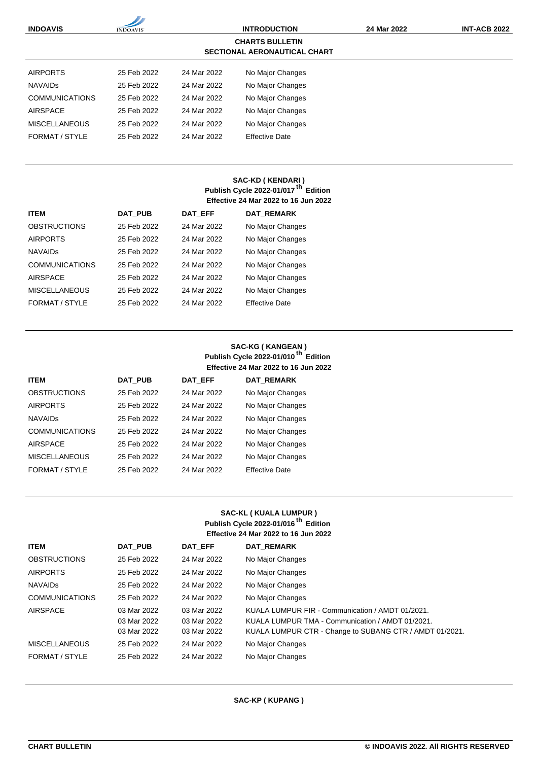**CHARTS BULLETIN**
**SECTIONAL AERONAUTICAL CHART**

| | | | |
|---|---|---|---|
| AIRPORTS | 25 Feb 2022 | 24 Mar 2022 | No Major Changes |
| NAVAIDs | 25 Feb 2022 | 24 Mar 2022 | No Major Changes |
| COMMUNICATIONS | 25 Feb 2022 | 24 Mar 2022 | No Major Changes |
| AIRSPACE | 25 Feb 2022 | 24 Mar 2022 | No Major Changes |
| MISCELLANEOUS | 25 Feb 2022 | 24 Mar 2022 | No Major Changes |
| FORMAT / STYLE | 25 Feb 2022 | 24 Mar 2022 | Effective Date |

**SAC-KD ( KENDARI )**
**Publish Cycle 2022-01/017th Edition**
**Effective 24 Mar 2022 to 16 Jun 2022**

| ITEM | DAT_PUB | DAT_EFF | DAT_REMARK |
|---|---|---|---|
| OBSTRUCTIONS | 25 Feb 2022 | 24 Mar 2022 | No Major Changes |
| AIRPORTS | 25 Feb 2022 | 24 Mar 2022 | No Major Changes |
| NAVAIDs | 25 Feb 2022 | 24 Mar 2022 | No Major Changes |
| COMMUNICATIONS | 25 Feb 2022 | 24 Mar 2022 | No Major Changes |
| AIRSPACE | 25 Feb 2022 | 24 Mar 2022 | No Major Changes |
| MISCELLANEOUS | 25 Feb 2022 | 24 Mar 2022 | No Major Changes |
| FORMAT / STYLE | 25 Feb 2022 | 24 Mar 2022 | Effective Date |

**SAC-KG ( KANGEAN )**
**Publish Cycle 2022-01/010th Edition**
**Effective 24 Mar 2022 to 16 Jun 2022**

| ITEM | DAT_PUB | DAT_EFF | DAT_REMARK |
|---|---|---|---|
| OBSTRUCTIONS | 25 Feb 2022 | 24 Mar 2022 | No Major Changes |
| AIRPORTS | 25 Feb 2022 | 24 Mar 2022 | No Major Changes |
| NAVAIDs | 25 Feb 2022 | 24 Mar 2022 | No Major Changes |
| COMMUNICATIONS | 25 Feb 2022 | 24 Mar 2022 | No Major Changes |
| AIRSPACE | 25 Feb 2022 | 24 Mar 2022 | No Major Changes |
| MISCELLANEOUS | 25 Feb 2022 | 24 Mar 2022 | No Major Changes |
| FORMAT / STYLE | 25 Feb 2022 | 24 Mar 2022 | Effective Date |

**SAC-KL ( KUALA LUMPUR )**
**Publish Cycle 2022-01/016th Edition**
**Effective 24 Mar 2022 to 16 Jun 2022**

| ITEM | DAT_PUB | DAT_EFF | DAT_REMARK |
|---|---|---|---|
| OBSTRUCTIONS | 25 Feb 2022 | 24 Mar 2022 | No Major Changes |
| AIRPORTS | 25 Feb 2022 | 24 Mar 2022 | No Major Changes |
| NAVAIDs | 25 Feb 2022 | 24 Mar 2022 | No Major Changes |
| COMMUNICATIONS | 25 Feb 2022 | 24 Mar 2022 | No Major Changes |
| AIRSPACE | 03 Mar 2022 | 03 Mar 2022 | KUALA LUMPUR FIR - Communication / AMDT 01/2021. |
| | 03 Mar 2022 | 03 Mar 2022 | KUALA LUMPUR TMA - Communication / AMDT 01/2021. |
| | 03 Mar 2022 | 03 Mar 2022 | KUALA LUMPUR CTR - Change to SUBANG CTR / AMDT 01/2021. |
| MISCELLANEOUS | 25 Feb 2022 | 24 Mar 2022 | No Major Changes |
| FORMAT / STYLE | 25 Feb 2022 | 24 Mar 2022 | No Major Changes |

**SAC-KP ( KUPANG )**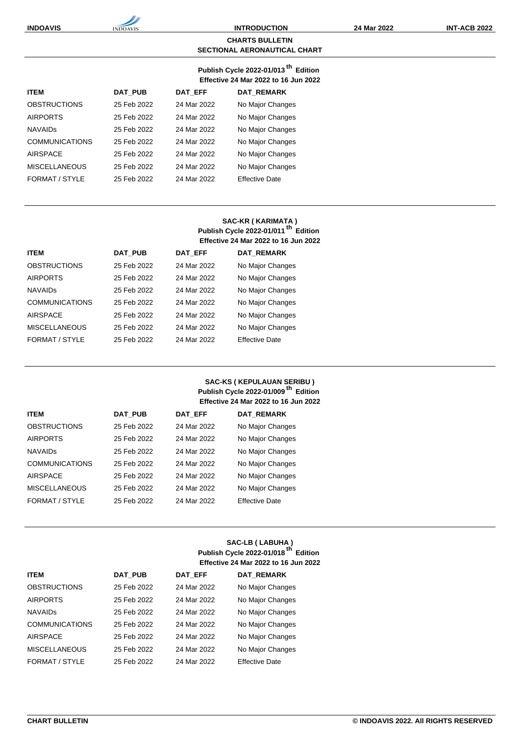## CHARTS BULLETIN
## SECTIONAL AERONAUTICAL CHART

**Publish Cycle 2022-01/013 th Edition**
**Effective 24 Mar 2022 to 16 Jun 2022**

| ITEM | DAT_PUB | DAT_EFF | DAT_REMARK |
|---|---|---|---|
| OBSTRUCTIONS | 25 Feb 2022 | 24 Mar 2022 | No Major Changes |
| AIRPORTS | 25 Feb 2022 | 24 Mar 2022 | No Major Changes |
| NAVAIDs | 25 Feb 2022 | 24 Mar 2022 | No Major Changes |
| COMMUNICATIONS | 25 Feb 2022 | 24 Mar 2022 | No Major Changes |
| AIRSPACE | 25 Feb 2022 | 24 Mar 2022 | No Major Changes |
| MISCELLANEOUS | 25 Feb 2022 | 24 Mar 2022 | No Major Changes |
| FORMAT / STYLE | 25 Feb 2022 | 24 Mar 2022 | Effective Date |

### SAC-KR ( KARIMATA )

**Publish Cycle 2022-01/011 th Edition**
**Effective 24 Mar 2022 to 16 Jun 2022**

| ITEM | DAT_PUB | DAT_EFF | DAT_REMARK |
|---|---|---|---|
| OBSTRUCTIONS | 25 Feb 2022 | 24 Mar 2022 | No Major Changes |
| AIRPORTS | 25 Feb 2022 | 24 Mar 2022 | No Major Changes |
| NAVAIDs | 25 Feb 2022 | 24 Mar 2022 | No Major Changes |
| COMMUNICATIONS | 25 Feb 2022 | 24 Mar 2022 | No Major Changes |
| AIRSPACE | 25 Feb 2022 | 24 Mar 2022 | No Major Changes |
| MISCELLANEOUS | 25 Feb 2022 | 24 Mar 2022 | No Major Changes |
| FORMAT / STYLE | 25 Feb 2022 | 24 Mar 2022 | Effective Date |

### SAC-KS ( KEPULAUAN SERIBU )

**Publish Cycle 2022-01/009 th Edition**
**Effective 24 Mar 2022 to 16 Jun 2022**

| ITEM | DAT_PUB | DAT_EFF | DAT_REMARK |
|---|---|---|---|
| OBSTRUCTIONS | 25 Feb 2022 | 24 Mar 2022 | No Major Changes |
| AIRPORTS | 25 Feb 2022 | 24 Mar 2022 | No Major Changes |
| NAVAIDs | 25 Feb 2022 | 24 Mar 2022 | No Major Changes |
| COMMUNICATIONS | 25 Feb 2022 | 24 Mar 2022 | No Major Changes |
| AIRSPACE | 25 Feb 2022 | 24 Mar 2022 | No Major Changes |
| MISCELLANEOUS | 25 Feb 2022 | 24 Mar 2022 | No Major Changes |
| FORMAT / STYLE | 25 Feb 2022 | 24 Mar 2022 | Effective Date |

### SAC-LB ( LABUHA )

**Publish Cycle 2022-01/018 th Edition**
**Effective 24 Mar 2022 to 16 Jun 2022**

| ITEM | DAT_PUB | DAT_EFF | DAT_REMARK |
|---|---|---|---|
| OBSTRUCTIONS | 25 Feb 2022 | 24 Mar 2022 | No Major Changes |
| AIRPORTS | 25 Feb 2022 | 24 Mar 2022 | No Major Changes |
| NAVAIDs | 25 Feb 2022 | 24 Mar 2022 | No Major Changes |
| COMMUNICATIONS | 25 Feb 2022 | 24 Mar 2022 | No Major Changes |
| AIRSPACE | 25 Feb 2022 | 24 Mar 2022 | No Major Changes |
| MISCELLANEOUS | 25 Feb 2022 | 24 Mar 2022 | No Major Changes |
| FORMAT / STYLE | 25 Feb 2022 | 24 Mar 2022 | Effective Date |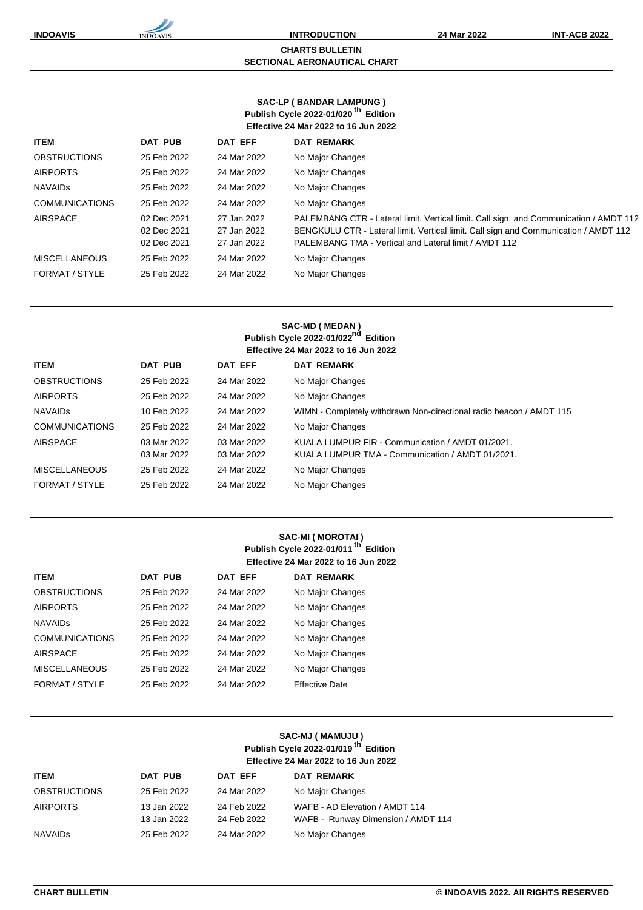## CHARTS BULLETIN
## SECTIONAL AERONAUTICAL CHART

### SAC-LP ( BANDAR LAMPUNG )
**Publish Cycle 2022-01/020th Edition**
**Effective 24 Mar 2022 to 16 Jun 2022**

| ITEM | DAT_PUB | DAT_EFF | DAT_REMARK |
|---|---|---|---|
| OBSTRUCTIONS | 25 Feb 2022 | 24 Mar 2022 | No Major Changes |
| AIRPORTS | 25 Feb 2022 | 24 Mar 2022 | No Major Changes |
| NAVAIDs | 25 Feb 2022 | 24 Mar 2022 | No Major Changes |
| COMMUNICATIONS | 25 Feb 2022 | 24 Mar 2022 | No Major Changes |
| AIRSPACE | 02 Dec 2021 | 27 Jan 2022 | PALEMBANG CTR - Lateral limit. Vertical limit. Call sign. and Communication / AMDT 112 |
| | 02 Dec 2021 | 27 Jan 2022 | BENGKULU CTR - Lateral limit. Vertical limit. Call sign and Communication / AMDT 112 |
| | 02 Dec 2021 | 27 Jan 2022 | PALEMBANG TMA - Vertical and Lateral limit / AMDT 112 |
| MISCELLANEOUS | 25 Feb 2022 | 24 Mar 2022 | No Major Changes |
| FORMAT / STYLE | 25 Feb 2022 | 24 Mar 2022 | No Major Changes |

### SAC-MD ( MEDAN )
**Publish Cycle 2022-01/022nd Edition**
**Effective 24 Mar 2022 to 16 Jun 2022**

| ITEM | DAT_PUB | DAT_EFF | DAT_REMARK |
|---|---|---|---|
| OBSTRUCTIONS | 25 Feb 2022 | 24 Mar 2022 | No Major Changes |
| AIRPORTS | 25 Feb 2022 | 24 Mar 2022 | No Major Changes |
| NAVAIDs | 10 Feb 2022 | 24 Mar 2022 | WIMN - Completely withdrawn Non-directional radio beacon / AMDT 115 |
| COMMUNICATIONS | 25 Feb 2022 | 24 Mar 2022 | No Major Changes |
| AIRSPACE | 03 Mar 2022 | 03 Mar 2022 | KUALA LUMPUR FIR - Communication / AMDT 01/2021. |
| | 03 Mar 2022 | 03 Mar 2022 | KUALA LUMPUR TMA - Communication / AMDT 01/2021. |
| MISCELLANEOUS | 25 Feb 2022 | 24 Mar 2022 | No Major Changes |
| FORMAT / STYLE | 25 Feb 2022 | 24 Mar 2022 | No Major Changes |

### SAC-MI ( MOROTAI )
**Publish Cycle 2022-01/011th Edition**
**Effective 24 Mar 2022 to 16 Jun 2022**

| ITEM | DAT_PUB | DAT_EFF | DAT_REMARK |
|---|---|---|---|
| OBSTRUCTIONS | 25 Feb 2022 | 24 Mar 2022 | No Major Changes |
| AIRPORTS | 25 Feb 2022 | 24 Mar 2022 | No Major Changes |
| NAVAIDs | 25 Feb 2022 | 24 Mar 2022 | No Major Changes |
| COMMUNICATIONS | 25 Feb 2022 | 24 Mar 2022 | No Major Changes |
| AIRSPACE | 25 Feb 2022 | 24 Mar 2022 | No Major Changes |
| MISCELLANEOUS | 25 Feb 2022 | 24 Mar 2022 | No Major Changes |
| FORMAT / STYLE | 25 Feb 2022 | 24 Mar 2022 | Effective Date |

### SAC-MJ ( MAMUJU )
**Publish Cycle 2022-01/019th Edition**
**Effective 24 Mar 2022 to 16 Jun 2022**

| ITEM | DAT_PUB | DAT_EFF | DAT_REMARK |
|---|---|---|---|
| OBSTRUCTIONS | 25 Feb 2022 | 24 Mar 2022 | No Major Changes |
| AIRPORTS | 13 Jan 2022 | 24 Feb 2022 | WAFB - AD Elevation / AMDT 114 |
| | 13 Jan 2022 | 24 Feb 2022 | WAFB - Runway Dimension / AMDT 114 |
| NAVAIDs | 25 Feb 2022 | 24 Mar 2022 | No Major Changes |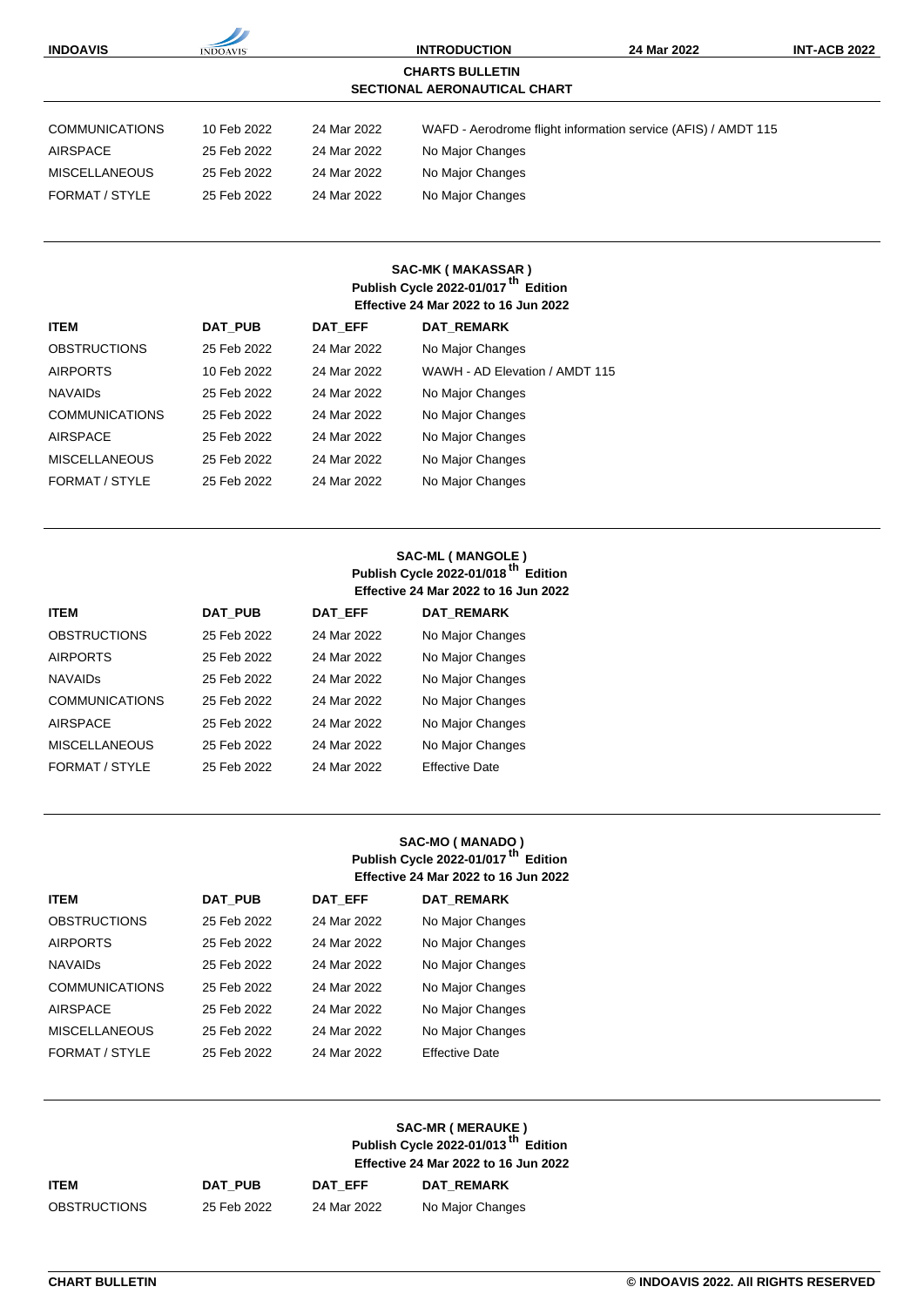## CHARTS BULLETIN
## SECTIONAL AERONAUTICAL CHART

| | | | |
|---|---|---|---|
| COMMUNICATIONS | 10 Feb 2022 | 24 Mar 2022 | WAFD - Aerodrome flight information service (AFIS) / AMDT 115 |
| AIRSPACE | 25 Feb 2022 | 24 Mar 2022 | No Major Changes |
| MISCELLANEOUS | 25 Feb 2022 | 24 Mar 2022 | No Major Changes |
| FORMAT / STYLE | 25 Feb 2022 | 24 Mar 2022 | No Major Changes |

### SAC-MK ( MAKASSAR )
**Publish Cycle 2022-01/017 th Edition**
**Effective 24 Mar 2022 to 16 Jun 2022**

| ITEM | DAT_PUB | DAT_EFF | DAT_REMARK |
|---|---|---|---|
| OBSTRUCTIONS | 25 Feb 2022 | 24 Mar 2022 | No Major Changes |
| AIRPORTS | 10 Feb 2022 | 24 Mar 2022 | WAWH - AD Elevation / AMDT 115 |
| NAVAIDs | 25 Feb 2022 | 24 Mar 2022 | No Major Changes |
| COMMUNICATIONS | 25 Feb 2022 | 24 Mar 2022 | No Major Changes |
| AIRSPACE | 25 Feb 2022 | 24 Mar 2022 | No Major Changes |
| MISCELLANEOUS | 25 Feb 2022 | 24 Mar 2022 | No Major Changes |
| FORMAT / STYLE | 25 Feb 2022 | 24 Mar 2022 | No Major Changes |

### SAC-ML ( MANGOLE )
**Publish Cycle 2022-01/018 th Edition**
**Effective 24 Mar 2022 to 16 Jun 2022**

| ITEM | DAT_PUB | DAT_EFF | DAT_REMARK |
|---|---|---|---|
| OBSTRUCTIONS | 25 Feb 2022 | 24 Mar 2022 | No Major Changes |
| AIRPORTS | 25 Feb 2022 | 24 Mar 2022 | No Major Changes |
| NAVAIDs | 25 Feb 2022 | 24 Mar 2022 | No Major Changes |
| COMMUNICATIONS | 25 Feb 2022 | 24 Mar 2022 | No Major Changes |
| AIRSPACE | 25 Feb 2022 | 24 Mar 2022 | No Major Changes |
| MISCELLANEOUS | 25 Feb 2022 | 24 Mar 2022 | No Major Changes |
| FORMAT / STYLE | 25 Feb 2022 | 24 Mar 2022 | Effective Date |

### SAC-MO ( MANADO )
**Publish Cycle 2022-01/017 th Edition**
**Effective 24 Mar 2022 to 16 Jun 2022**

| ITEM | DAT_PUB | DAT_EFF | DAT_REMARK |
|---|---|---|---|
| OBSTRUCTIONS | 25 Feb 2022 | 24 Mar 2022 | No Major Changes |
| AIRPORTS | 25 Feb 2022 | 24 Mar 2022 | No Major Changes |
| NAVAIDs | 25 Feb 2022 | 24 Mar 2022 | No Major Changes |
| COMMUNICATIONS | 25 Feb 2022 | 24 Mar 2022 | No Major Changes |
| AIRSPACE | 25 Feb 2022 | 24 Mar 2022 | No Major Changes |
| MISCELLANEOUS | 25 Feb 2022 | 24 Mar 2022 | No Major Changes |
| FORMAT / STYLE | 25 Feb 2022 | 24 Mar 2022 | Effective Date |

### SAC-MR ( MERAUKE )
**Publish Cycle 2022-01/013 th Edition**
**Effective 24 Mar 2022 to 16 Jun 2022**

| ITEM | DAT_PUB | DAT_EFF | DAT_REMARK |
|---|---|---|---|
| OBSTRUCTIONS | 25 Feb 2022 | 24 Mar 2022 | No Major Changes |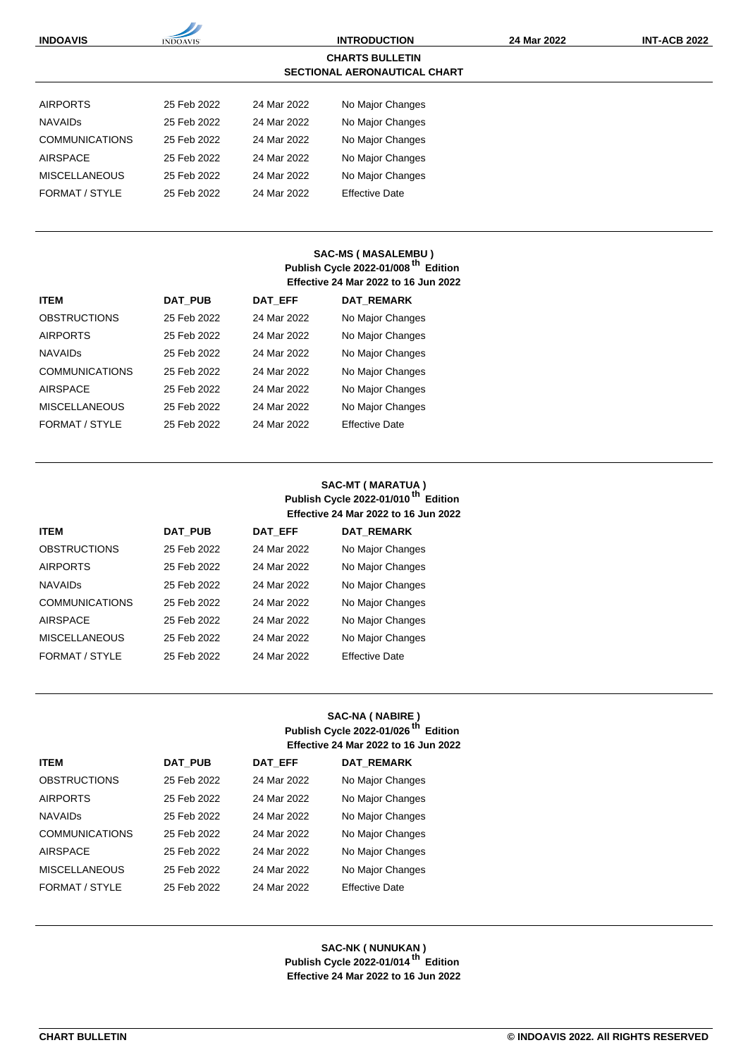## CHARTS BULLETIN
## SECTIONAL AERONAUTICAL CHART

| | | | |
|---|---|---|---|
| AIRPORTS | 25 Feb 2022 | 24 Mar 2022 | No Major Changes |
| NAVAIDs | 25 Feb 2022 | 24 Mar 2022 | No Major Changes |
| COMMUNICATIONS | 25 Feb 2022 | 24 Mar 2022 | No Major Changes |
| AIRSPACE | 25 Feb 2022 | 24 Mar 2022 | No Major Changes |
| MISCELLANEOUS | 25 Feb 2022 | 24 Mar 2022 | No Major Changes |
| FORMAT / STYLE | 25 Feb 2022 | 24 Mar 2022 | Effective Date |

### SAC-MS ( MASALEMBU )
**Publish Cycle 2022-01/008 th Edition**
**Effective 24 Mar 2022 to 16 Jun 2022**

| ITEM | DAT_PUB | DAT_EFF | DAT_REMARK |
|---|---|---|---|
| OBSTRUCTIONS | 25 Feb 2022 | 24 Mar 2022 | No Major Changes |
| AIRPORTS | 25 Feb 2022 | 24 Mar 2022 | No Major Changes |
| NAVAIDs | 25 Feb 2022 | 24 Mar 2022 | No Major Changes |
| COMMUNICATIONS | 25 Feb 2022 | 24 Mar 2022 | No Major Changes |
| AIRSPACE | 25 Feb 2022 | 24 Mar 2022 | No Major Changes |
| MISCELLANEOUS | 25 Feb 2022 | 24 Mar 2022 | No Major Changes |
| FORMAT / STYLE | 25 Feb 2022 | 24 Mar 2022 | Effective Date |

### SAC-MT ( MARATUA )
**Publish Cycle 2022-01/010 th Edition**
**Effective 24 Mar 2022 to 16 Jun 2022**

| ITEM | DAT_PUB | DAT_EFF | DAT_REMARK |
|---|---|---|---|
| OBSTRUCTIONS | 25 Feb 2022 | 24 Mar 2022 | No Major Changes |
| AIRPORTS | 25 Feb 2022 | 24 Mar 2022 | No Major Changes |
| NAVAIDs | 25 Feb 2022 | 24 Mar 2022 | No Major Changes |
| COMMUNICATIONS | 25 Feb 2022 | 24 Mar 2022 | No Major Changes |
| AIRSPACE | 25 Feb 2022 | 24 Mar 2022 | No Major Changes |
| MISCELLANEOUS | 25 Feb 2022 | 24 Mar 2022 | No Major Changes |
| FORMAT / STYLE | 25 Feb 2022 | 24 Mar 2022 | Effective Date |

### SAC-NA ( NABIRE )
**Publish Cycle 2022-01/026 th Edition**
**Effective 24 Mar 2022 to 16 Jun 2022**

| ITEM | DAT_PUB | DAT_EFF | DAT_REMARK |
|---|---|---|---|
| OBSTRUCTIONS | 25 Feb 2022 | 24 Mar 2022 | No Major Changes |
| AIRPORTS | 25 Feb 2022 | 24 Mar 2022 | No Major Changes |
| NAVAIDs | 25 Feb 2022 | 24 Mar 2022 | No Major Changes |
| COMMUNICATIONS | 25 Feb 2022 | 24 Mar 2022 | No Major Changes |
| AIRSPACE | 25 Feb 2022 | 24 Mar 2022 | No Major Changes |
| MISCELLANEOUS | 25 Feb 2022 | 24 Mar 2022 | No Major Changes |
| FORMAT / STYLE | 25 Feb 2022 | 24 Mar 2022 | Effective Date |

### SAC-NK ( NUNUKAN )
**Publish Cycle 2022-01/014 th Edition**
**Effective 24 Mar 2022 to 16 Jun 2022**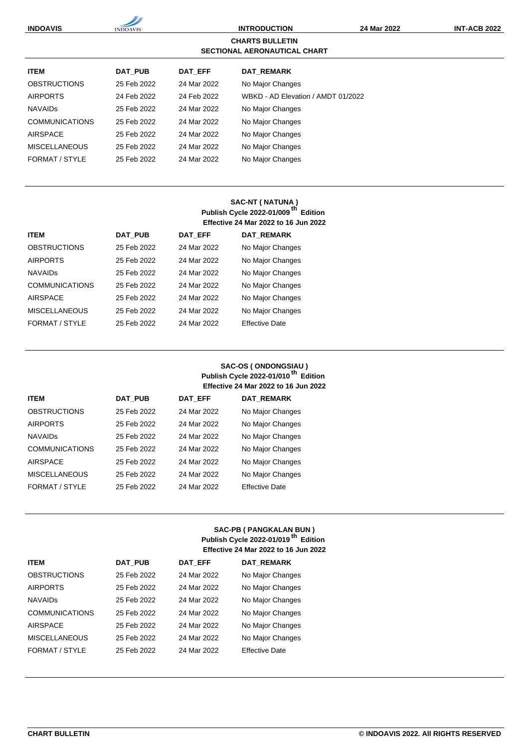## CHARTS BULLETIN
## SECTIONAL AERONAUTICAL CHART

| ITEM | DAT_PUB | DAT_EFF | DAT_REMARK |
|---|---|---|---|
| OBSTRUCTIONS | 25 Feb 2022 | 24 Mar 2022 | No Major Changes |
| AIRPORTS | 24 Feb 2022 | 24 Feb 2022 | WBKD - AD Elevation / AMDT 01/2022 |
| NAVAIDs | 25 Feb 2022 | 24 Mar 2022 | No Major Changes |
| COMMUNICATIONS | 25 Feb 2022 | 24 Mar 2022 | No Major Changes |
| AIRSPACE | 25 Feb 2022 | 24 Mar 2022 | No Major Changes |
| MISCELLANEOUS | 25 Feb 2022 | 24 Mar 2022 | No Major Changes |
| FORMAT / STYLE | 25 Feb 2022 | 24 Mar 2022 | No Major Changes |

### SAC-NT ( NATUNA )
**Publish Cycle 2022-01/009th Edition**
**Effective 24 Mar 2022 to 16 Jun 2022**

| ITEM | DAT_PUB | DAT_EFF | DAT_REMARK |
|---|---|---|---|
| OBSTRUCTIONS | 25 Feb 2022 | 24 Mar 2022 | No Major Changes |
| AIRPORTS | 25 Feb 2022 | 24 Mar 2022 | No Major Changes |
| NAVAIDs | 25 Feb 2022 | 24 Mar 2022 | No Major Changes |
| COMMUNICATIONS | 25 Feb 2022 | 24 Mar 2022 | No Major Changes |
| AIRSPACE | 25 Feb 2022 | 24 Mar 2022 | No Major Changes |
| MISCELLANEOUS | 25 Feb 2022 | 24 Mar 2022 | No Major Changes |
| FORMAT / STYLE | 25 Feb 2022 | 24 Mar 2022 | Effective Date |

### SAC-OS ( ONDONGSIAU )
**Publish Cycle 2022-01/010th Edition**
**Effective 24 Mar 2022 to 16 Jun 2022**

| ITEM | DAT_PUB | DAT_EFF | DAT_REMARK |
|---|---|---|---|
| OBSTRUCTIONS | 25 Feb 2022 | 24 Mar 2022 | No Major Changes |
| AIRPORTS | 25 Feb 2022 | 24 Mar 2022 | No Major Changes |
| NAVAIDs | 25 Feb 2022 | 24 Mar 2022 | No Major Changes |
| COMMUNICATIONS | 25 Feb 2022 | 24 Mar 2022 | No Major Changes |
| AIRSPACE | 25 Feb 2022 | 24 Mar 2022 | No Major Changes |
| MISCELLANEOUS | 25 Feb 2022 | 24 Mar 2022 | No Major Changes |
| FORMAT / STYLE | 25 Feb 2022 | 24 Mar 2022 | Effective Date |

### SAC-PB ( PANGKALAN BUN )
**Publish Cycle 2022-01/019th Edition**
**Effective 24 Mar 2022 to 16 Jun 2022**

| ITEM | DAT_PUB | DAT_EFF | DAT_REMARK |
|---|---|---|---|
| OBSTRUCTIONS | 25 Feb 2022 | 24 Mar 2022 | No Major Changes |
| AIRPORTS | 25 Feb 2022 | 24 Mar 2022 | No Major Changes |
| NAVAIDs | 25 Feb 2022 | 24 Mar 2022 | No Major Changes |
| COMMUNICATIONS | 25 Feb 2022 | 24 Mar 2022 | No Major Changes |
| AIRSPACE | 25 Feb 2022 | 24 Mar 2022 | No Major Changes |
| MISCELLANEOUS | 25 Feb 2022 | 24 Mar 2022 | No Major Changes |
| FORMAT / STYLE | 25 Feb 2022 | 24 Mar 2022 | Effective Date |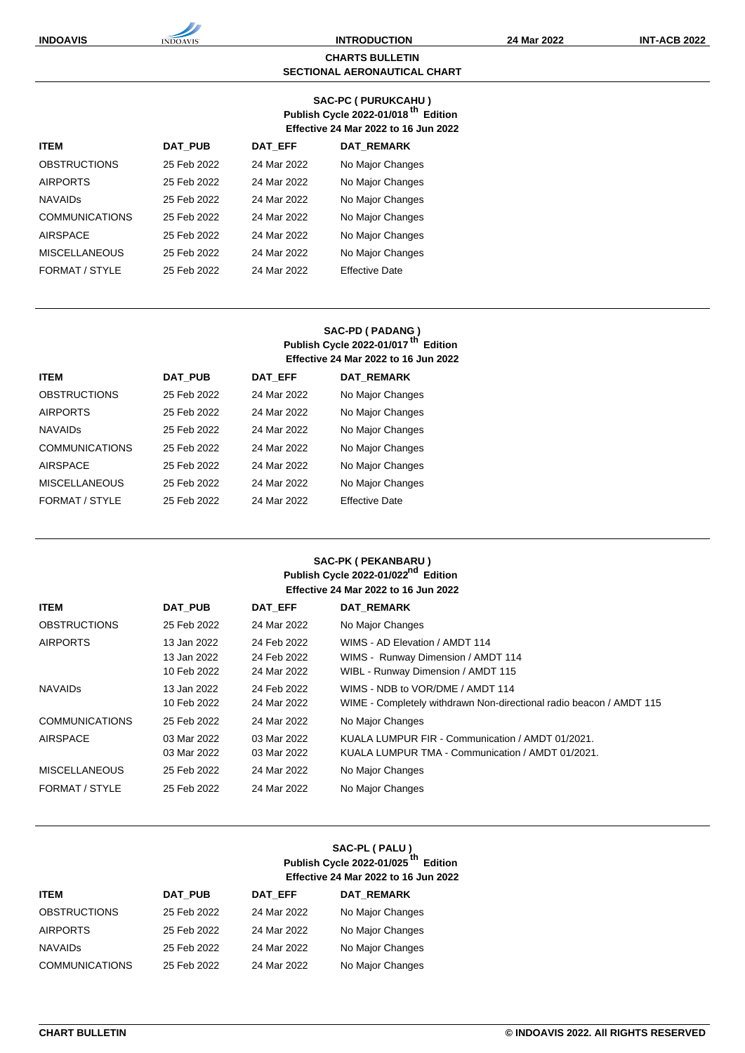# CHARTS BULLETIN
## SECTIONAL AERONAUTICAL CHART

### SAC-PC ( PURUKCAHU )
**Publish Cycle 2022-01/018th Edition**
**Effective 24 Mar 2022 to 16 Jun 2022**

| ITEM | DAT_PUB | DAT_EFF | DAT_REMARK |
|---|---|---|---|
| OBSTRUCTIONS | 25 Feb 2022 | 24 Mar 2022 | No Major Changes |
| AIRPORTS | 25 Feb 2022 | 24 Mar 2022 | No Major Changes |
| NAVAIDs | 25 Feb 2022 | 24 Mar 2022 | No Major Changes |
| COMMUNICATIONS | 25 Feb 2022 | 24 Mar 2022 | No Major Changes |
| AIRSPACE | 25 Feb 2022 | 24 Mar 2022 | No Major Changes |
| MISCELLANEOUS | 25 Feb 2022 | 24 Mar 2022 | No Major Changes |
| FORMAT / STYLE | 25 Feb 2022 | 24 Mar 2022 | Effective Date |

### SAC-PD ( PADANG )
**Publish Cycle 2022-01/017th Edition**
**Effective 24 Mar 2022 to 16 Jun 2022**

| ITEM | DAT_PUB | DAT_EFF | DAT_REMARK |
|---|---|---|---|
| OBSTRUCTIONS | 25 Feb 2022 | 24 Mar 2022 | No Major Changes |
| AIRPORTS | 25 Feb 2022 | 24 Mar 2022 | No Major Changes |
| NAVAIDs | 25 Feb 2022 | 24 Mar 2022 | No Major Changes |
| COMMUNICATIONS | 25 Feb 2022 | 24 Mar 2022 | No Major Changes |
| AIRSPACE | 25 Feb 2022 | 24 Mar 2022 | No Major Changes |
| MISCELLANEOUS | 25 Feb 2022 | 24 Mar 2022 | No Major Changes |
| FORMAT / STYLE | 25 Feb 2022 | 24 Mar 2022 | Effective Date |

### SAC-PK ( PEKANBARU )
**Publish Cycle 2022-01/022nd Edition**
**Effective 24 Mar 2022 to 16 Jun 2022**

| ITEM | DAT_PUB | DAT_EFF | DAT_REMARK |
|---|---|---|---|
| OBSTRUCTIONS | 25 Feb 2022 | 24 Mar 2022 | No Major Changes |
| AIRPORTS | 13 Jan 2022 | 24 Feb 2022 | WIMS - AD Elevation / AMDT 114 |
| | 13 Jan 2022 | 24 Feb 2022 | WIMS - Runway Dimension / AMDT 114 |
| | 10 Feb 2022 | 24 Mar 2022 | WIBL - Runway Dimension / AMDT 115 |
| NAVAIDs | 13 Jan 2022 | 24 Feb 2022 | WIMS - NDB to VOR/DME / AMDT 114 |
| | 10 Feb 2022 | 24 Mar 2022 | WIME - Completely withdrawn Non-directional radio beacon / AMDT 115 |
| COMMUNICATIONS | 25 Feb 2022 | 24 Mar 2022 | No Major Changes |
| AIRSPACE | 03 Mar 2022 | 03 Mar 2022 | KUALA LUMPUR FIR - Communication / AMDT 01/2021. |
| | 03 Mar 2022 | 03 Mar 2022 | KUALA LUMPUR TMA - Communication / AMDT 01/2021. |
| MISCELLANEOUS | 25 Feb 2022 | 24 Mar 2022 | No Major Changes |
| FORMAT / STYLE | 25 Feb 2022 | 24 Mar 2022 | No Major Changes |

### SAC-PL ( PALU )
**Publish Cycle 2022-01/025th Edition**
**Effective 24 Mar 2022 to 16 Jun 2022**

| ITEM | DAT_PUB | DAT_EFF | DAT_REMARK |
|---|---|---|---|
| OBSTRUCTIONS | 25 Feb 2022 | 24 Mar 2022 | No Major Changes |
| AIRPORTS | 25 Feb 2022 | 24 Mar 2022 | No Major Changes |
| NAVAIDs | 25 Feb 2022 | 24 Mar 2022 | No Major Changes |
| COMMUNICATIONS | 25 Feb 2022 | 24 Mar 2022 | No Major Changes |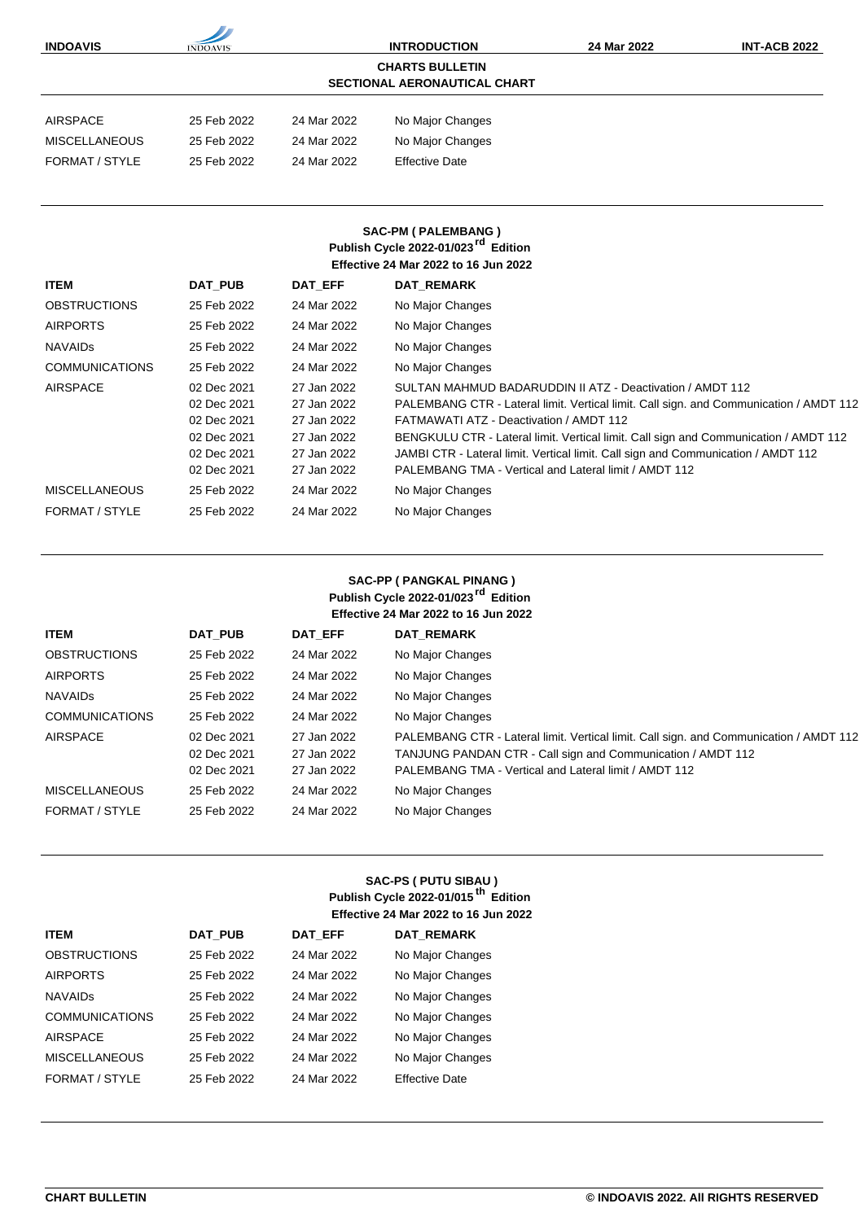## CHARTS BULLETIN
## SECTIONAL AERONAUTICAL CHART

| | | | |
|---|---|---|---|
| AIRSPACE | 25 Feb 2022 | 24 Mar 2022 | No Major Changes |
| MISCELLANEOUS | 25 Feb 2022 | 24 Mar 2022 | No Major Changes |
| FORMAT / STYLE | 25 Feb 2022 | 24 Mar 2022 | Effective Date |

### SAC-PM ( PALEMBANG )
**Publish Cycle 2022-01/023rd Edition**
**Effective 24 Mar 2022 to 16 Jun 2022**

| ITEM | DAT_PUB | DAT_EFF | DAT_REMARK |
|---|---|---|---|
| OBSTRUCTIONS | 25 Feb 2022 | 24 Mar 2022 | No Major Changes |
| AIRPORTS | 25 Feb 2022 | 24 Mar 2022 | No Major Changes |
| NAVAIDs | 25 Feb 2022 | 24 Mar 2022 | No Major Changes |
| COMMUNICATIONS | 25 Feb 2022 | 24 Mar 2022 | No Major Changes |
| AIRSPACE | 02 Dec 2021 | 27 Jan 2022 | SULTAN MAHMUD BADARUDDIN II ATZ - Deactivation / AMDT 112 |
| | 02 Dec 2021 | 27 Jan 2022 | PALEMBANG CTR - Lateral limit. Vertical limit. Call sign. and Communication / AMDT 112 |
| | 02 Dec 2021 | 27 Jan 2022 | FATMAWATI ATZ - Deactivation / AMDT 112 |
| | 02 Dec 2021 | 27 Jan 2022 | BENGKULU CTR - Lateral limit. Vertical limit. Call sign and Communication / AMDT 112 |
| | 02 Dec 2021 | 27 Jan 2022 | JAMBI CTR - Lateral limit. Vertical limit. Call sign and Communication / AMDT 112 |
| | 02 Dec 2021 | 27 Jan 2022 | PALEMBANG TMA - Vertical and Lateral limit / AMDT 112 |
| MISCELLANEOUS | 25 Feb 2022 | 24 Mar 2022 | No Major Changes |
| FORMAT / STYLE | 25 Feb 2022 | 24 Mar 2022 | No Major Changes |

### SAC-PP ( PANGKAL PINANG )
**Publish Cycle 2022-01/023rd Edition**
**Effective 24 Mar 2022 to 16 Jun 2022**

| ITEM | DAT_PUB | DAT_EFF | DAT_REMARK |
|---|---|---|---|
| OBSTRUCTIONS | 25 Feb 2022 | 24 Mar 2022 | No Major Changes |
| AIRPORTS | 25 Feb 2022 | 24 Mar 2022 | No Major Changes |
| NAVAIDs | 25 Feb 2022 | 24 Mar 2022 | No Major Changes |
| COMMUNICATIONS | 25 Feb 2022 | 24 Mar 2022 | No Major Changes |
| AIRSPACE | 02 Dec 2021 | 27 Jan 2022 | PALEMBANG CTR - Lateral limit. Vertical limit. Call sign. and Communication / AMDT 112 |
| | 02 Dec 2021 | 27 Jan 2022 | TANJUNG PANDAN CTR - Call sign and Communication / AMDT 112 |
| | 02 Dec 2021 | 27 Jan 2022 | PALEMBANG TMA - Vertical and Lateral limit / AMDT 112 |
| MISCELLANEOUS | 25 Feb 2022 | 24 Mar 2022 | No Major Changes |
| FORMAT / STYLE | 25 Feb 2022 | 24 Mar 2022 | No Major Changes |

### SAC-PS ( PUTU SIBAU )
**Publish Cycle 2022-01/015th Edition**
**Effective 24 Mar 2022 to 16 Jun 2022**

| ITEM | DAT_PUB | DAT_EFF | DAT_REMARK |
|---|---|---|---|
| OBSTRUCTIONS | 25 Feb 2022 | 24 Mar 2022 | No Major Changes |
| AIRPORTS | 25 Feb 2022 | 24 Mar 2022 | No Major Changes |
| NAVAIDs | 25 Feb 2022 | 24 Mar 2022 | No Major Changes |
| COMMUNICATIONS | 25 Feb 2022 | 24 Mar 2022 | No Major Changes |
| AIRSPACE | 25 Feb 2022 | 24 Mar 2022 | No Major Changes |
| MISCELLANEOUS | 25 Feb 2022 | 24 Mar 2022 | No Major Changes |
| FORMAT / STYLE | 25 Feb 2022 | 24 Mar 2022 | Effective Date |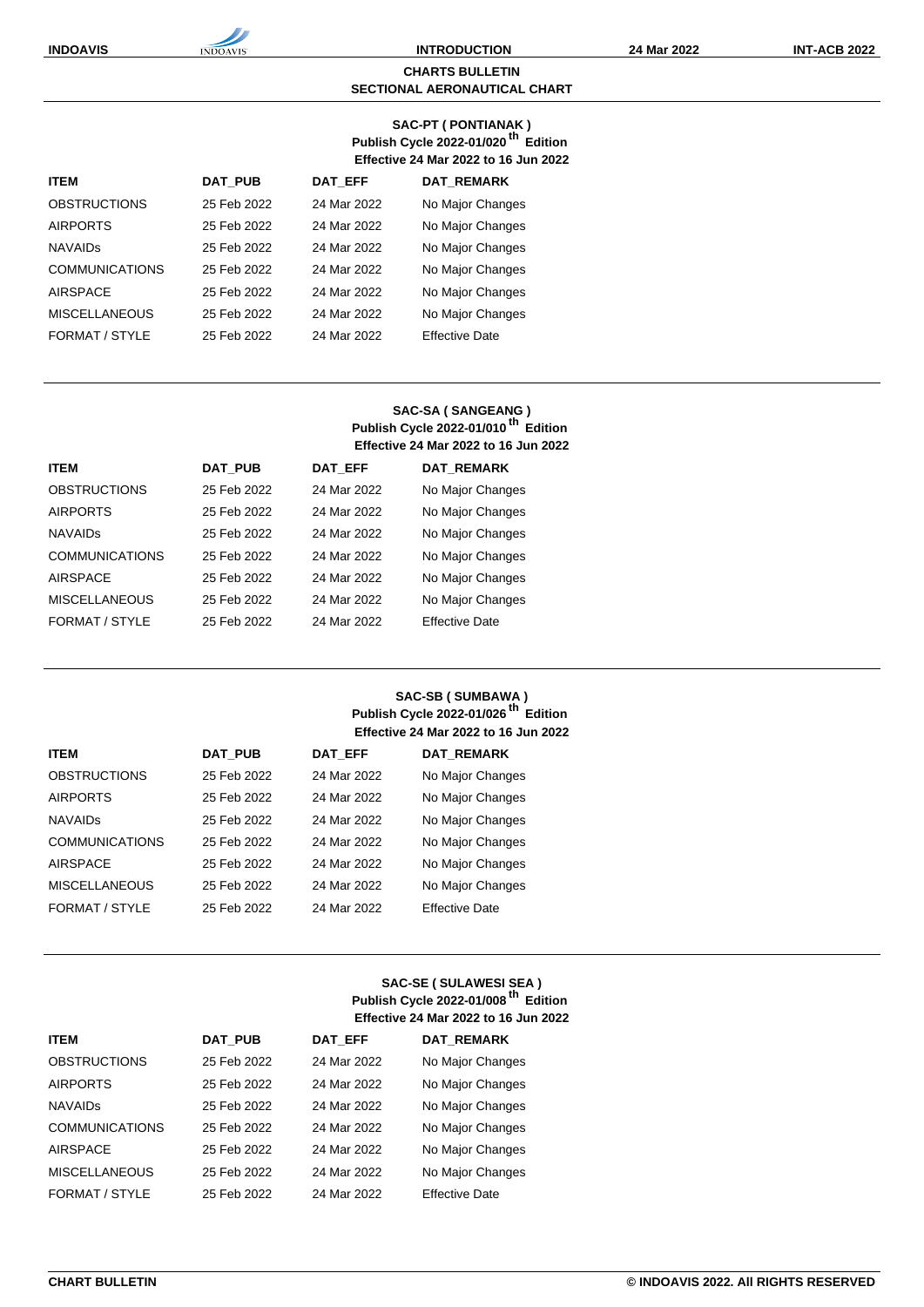## CHARTS BULLETIN
## SECTIONAL AERONAUTICAL CHART

### SAC-PT ( PONTIANAK )
**Publish Cycle 2022-01/020th Edition**
**Effective 24 Mar 2022 to 16 Jun 2022**

| ITEM | DAT_PUB | DAT_EFF | DAT_REMARK |
|---|---|---|---|
| OBSTRUCTIONS | 25 Feb 2022 | 24 Mar 2022 | No Major Changes |
| AIRPORTS | 25 Feb 2022 | 24 Mar 2022 | No Major Changes |
| NAVAIDs | 25 Feb 2022 | 24 Mar 2022 | No Major Changes |
| COMMUNICATIONS | 25 Feb 2022 | 24 Mar 2022 | No Major Changes |
| AIRSPACE | 25 Feb 2022 | 24 Mar 2022 | No Major Changes |
| MISCELLANEOUS | 25 Feb 2022 | 24 Mar 2022 | No Major Changes |
| FORMAT / STYLE | 25 Feb 2022 | 24 Mar 2022 | Effective Date |

### SAC-SA ( SANGEANG )
**Publish Cycle 2022-01/010th Edition**
**Effective 24 Mar 2022 to 16 Jun 2022**

| ITEM | DAT_PUB | DAT_EFF | DAT_REMARK |
|---|---|---|---|
| OBSTRUCTIONS | 25 Feb 2022 | 24 Mar 2022 | No Major Changes |
| AIRPORTS | 25 Feb 2022 | 24 Mar 2022 | No Major Changes |
| NAVAIDs | 25 Feb 2022 | 24 Mar 2022 | No Major Changes |
| COMMUNICATIONS | 25 Feb 2022 | 24 Mar 2022 | No Major Changes |
| AIRSPACE | 25 Feb 2022 | 24 Mar 2022 | No Major Changes |
| MISCELLANEOUS | 25 Feb 2022 | 24 Mar 2022 | No Major Changes |
| FORMAT / STYLE | 25 Feb 2022 | 24 Mar 2022 | Effective Date |

### SAC-SB ( SUMBAWA )
**Publish Cycle 2022-01/026th Edition**
**Effective 24 Mar 2022 to 16 Jun 2022**

| ITEM | DAT_PUB | DAT_EFF | DAT_REMARK |
|---|---|---|---|
| OBSTRUCTIONS | 25 Feb 2022 | 24 Mar 2022 | No Major Changes |
| AIRPORTS | 25 Feb 2022 | 24 Mar 2022 | No Major Changes |
| NAVAIDs | 25 Feb 2022 | 24 Mar 2022 | No Major Changes |
| COMMUNICATIONS | 25 Feb 2022 | 24 Mar 2022 | No Major Changes |
| AIRSPACE | 25 Feb 2022 | 24 Mar 2022 | No Major Changes |
| MISCELLANEOUS | 25 Feb 2022 | 24 Mar 2022 | No Major Changes |
| FORMAT / STYLE | 25 Feb 2022 | 24 Mar 2022 | Effective Date |

### SAC-SE ( SULAWESI SEA )
**Publish Cycle 2022-01/008th Edition**
**Effective 24 Mar 2022 to 16 Jun 2022**

| ITEM | DAT_PUB | DAT_EFF | DAT_REMARK |
|---|---|---|---|
| OBSTRUCTIONS | 25 Feb 2022 | 24 Mar 2022 | No Major Changes |
| AIRPORTS | 25 Feb 2022 | 24 Mar 2022 | No Major Changes |
| NAVAIDs | 25 Feb 2022 | 24 Mar 2022 | No Major Changes |
| COMMUNICATIONS | 25 Feb 2022 | 24 Mar 2022 | No Major Changes |
| AIRSPACE | 25 Feb 2022 | 24 Mar 2022 | No Major Changes |
| MISCELLANEOUS | 25 Feb 2022 | 24 Mar 2022 | No Major Changes |
| FORMAT / STYLE | 25 Feb 2022 | 24 Mar 2022 | Effective Date |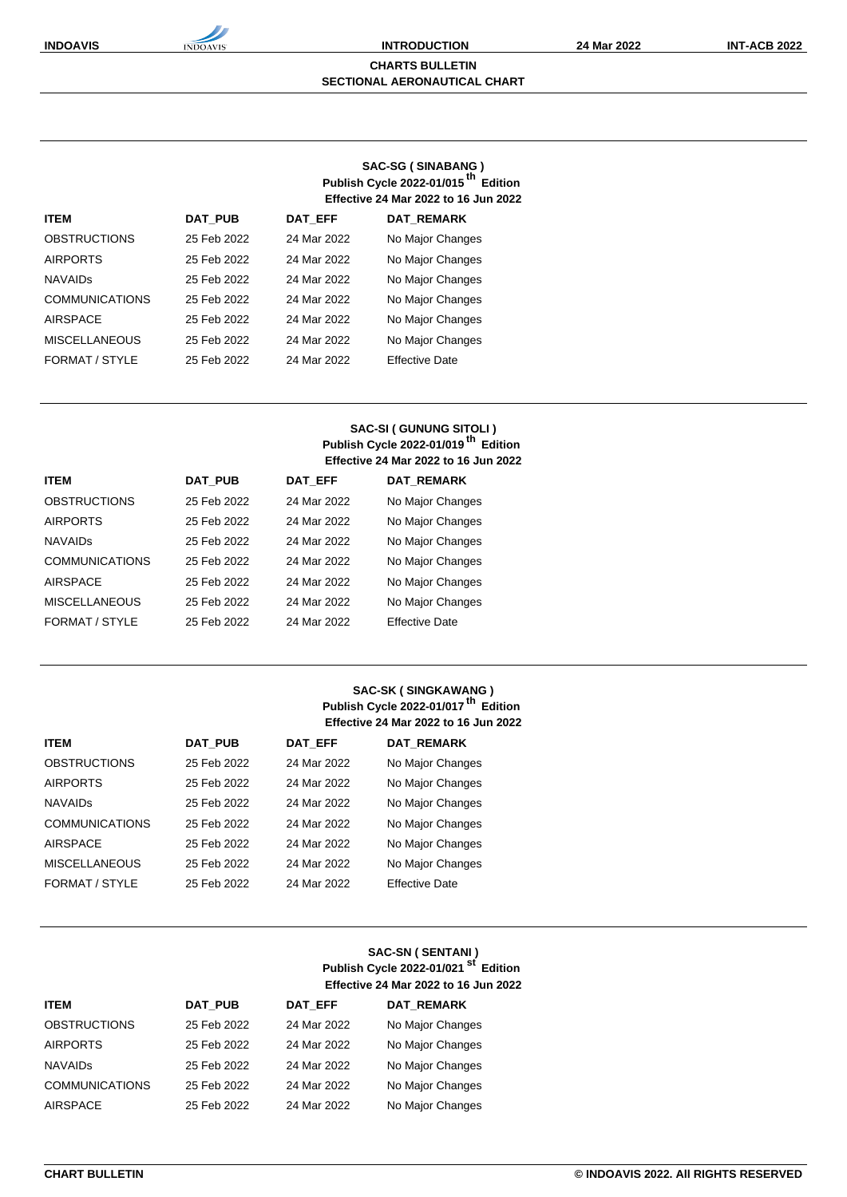## CHARTS BULLETIN
## SECTIONAL AERONAUTICAL CHART

### SAC-SG ( SINABANG )
**Publish Cycle 2022-01/015 th Edition**
**Effective 24 Mar 2022 to 16 Jun 2022**

| ITEM | DAT_PUB | DAT_EFF | DAT_REMARK |
|---|---|---|---|
| OBSTRUCTIONS | 25 Feb 2022 | 24 Mar 2022 | No Major Changes |
| AIRPORTS | 25 Feb 2022 | 24 Mar 2022 | No Major Changes |
| NAVAIDs | 25 Feb 2022 | 24 Mar 2022 | No Major Changes |
| COMMUNICATIONS | 25 Feb 2022 | 24 Mar 2022 | No Major Changes |
| AIRSPACE | 25 Feb 2022 | 24 Mar 2022 | No Major Changes |
| MISCELLANEOUS | 25 Feb 2022 | 24 Mar 2022 | No Major Changes |
| FORMAT / STYLE | 25 Feb 2022 | 24 Mar 2022 | Effective Date |

### SAC-SI ( GUNUNG SITOLI )
**Publish Cycle 2022-01/019 th Edition**
**Effective 24 Mar 2022 to 16 Jun 2022**

| ITEM | DAT_PUB | DAT_EFF | DAT_REMARK |
|---|---|---|---|
| OBSTRUCTIONS | 25 Feb 2022 | 24 Mar 2022 | No Major Changes |
| AIRPORTS | 25 Feb 2022 | 24 Mar 2022 | No Major Changes |
| NAVAIDs | 25 Feb 2022 | 24 Mar 2022 | No Major Changes |
| COMMUNICATIONS | 25 Feb 2022 | 24 Mar 2022 | No Major Changes |
| AIRSPACE | 25 Feb 2022 | 24 Mar 2022 | No Major Changes |
| MISCELLANEOUS | 25 Feb 2022 | 24 Mar 2022 | No Major Changes |
| FORMAT / STYLE | 25 Feb 2022 | 24 Mar 2022 | Effective Date |

### SAC-SK ( SINGKAWANG )
**Publish Cycle 2022-01/017 th Edition**
**Effective 24 Mar 2022 to 16 Jun 2022**

| ITEM | DAT_PUB | DAT_EFF | DAT_REMARK |
|---|---|---|---|
| OBSTRUCTIONS | 25 Feb 2022 | 24 Mar 2022 | No Major Changes |
| AIRPORTS | 25 Feb 2022 | 24 Mar 2022 | No Major Changes |
| NAVAIDs | 25 Feb 2022 | 24 Mar 2022 | No Major Changes |
| COMMUNICATIONS | 25 Feb 2022 | 24 Mar 2022 | No Major Changes |
| AIRSPACE | 25 Feb 2022 | 24 Mar 2022 | No Major Changes |
| MISCELLANEOUS | 25 Feb 2022 | 24 Mar 2022 | No Major Changes |
| FORMAT / STYLE | 25 Feb 2022 | 24 Mar 2022 | Effective Date |

### SAC-SN ( SENTANI )
**Publish Cycle 2022-01/021 st Edition**
**Effective 24 Mar 2022 to 16 Jun 2022**

| ITEM | DAT_PUB | DAT_EFF | DAT_REMARK |
|---|---|---|---|
| OBSTRUCTIONS | 25 Feb 2022 | 24 Mar 2022 | No Major Changes |
| AIRPORTS | 25 Feb 2022 | 24 Mar 2022 | No Major Changes |
| NAVAIDs | 25 Feb 2022 | 24 Mar 2022 | No Major Changes |
| COMMUNICATIONS | 25 Feb 2022 | 24 Mar 2022 | No Major Changes |
| AIRSPACE | 25 Feb 2022 | 24 Mar 2022 | No Major Changes |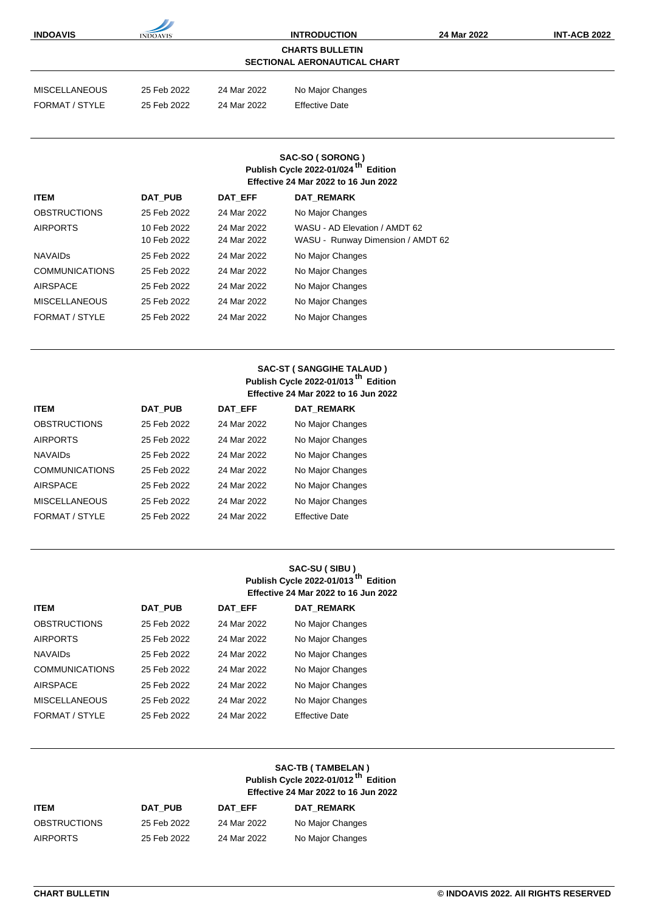## CHARTS BULLETIN
## SECTIONAL AERONAUTICAL CHART

| | | | |
|---|---|---|---|
| MISCELLANEOUS | 25 Feb 2022 | 24 Mar 2022 | No Major Changes |
| FORMAT / STYLE | 25 Feb 2022 | 24 Mar 2022 | Effective Date |

### SAC-SO ( SORONG )
**Publish Cycle 2022-01/024 th Edition**
**Effective 24 Mar 2022 to 16 Jun 2022**

| ITEM | DAT_PUB | DAT_EFF | DAT_REMARK |
|---|---|---|---|
| OBSTRUCTIONS | 25 Feb 2022 | 24 Mar 2022 | No Major Changes |
| AIRPORTS | 10 Feb 2022 | 24 Mar 2022 | WASU - AD Elevation / AMDT 62 |
| | 10 Feb 2022 | 24 Mar 2022 | WASU - Runway Dimension / AMDT 62 |
| NAVAIDs | 25 Feb 2022 | 24 Mar 2022 | No Major Changes |
| COMMUNICATIONS | 25 Feb 2022 | 24 Mar 2022 | No Major Changes |
| AIRSPACE | 25 Feb 2022 | 24 Mar 2022 | No Major Changes |
| MISCELLANEOUS | 25 Feb 2022 | 24 Mar 2022 | No Major Changes |
| FORMAT / STYLE | 25 Feb 2022 | 24 Mar 2022 | No Major Changes |

### SAC-ST ( SANGGIHE TALAUD )
**Publish Cycle 2022-01/013 th Edition**
**Effective 24 Mar 2022 to 16 Jun 2022**

| ITEM | DAT_PUB | DAT_EFF | DAT_REMARK |
|---|---|---|---|
| OBSTRUCTIONS | 25 Feb 2022 | 24 Mar 2022 | No Major Changes |
| AIRPORTS | 25 Feb 2022 | 24 Mar 2022 | No Major Changes |
| NAVAIDs | 25 Feb 2022 | 24 Mar 2022 | No Major Changes |
| COMMUNICATIONS | 25 Feb 2022 | 24 Mar 2022 | No Major Changes |
| AIRSPACE | 25 Feb 2022 | 24 Mar 2022 | No Major Changes |
| MISCELLANEOUS | 25 Feb 2022 | 24 Mar 2022 | No Major Changes |
| FORMAT / STYLE | 25 Feb 2022 | 24 Mar 2022 | Effective Date |

### SAC-SU ( SIBU )
**Publish Cycle 2022-01/013 th Edition**
**Effective 24 Mar 2022 to 16 Jun 2022**

| ITEM | DAT_PUB | DAT_EFF | DAT_REMARK |
|---|---|---|---|
| OBSTRUCTIONS | 25 Feb 2022 | 24 Mar 2022 | No Major Changes |
| AIRPORTS | 25 Feb 2022 | 24 Mar 2022 | No Major Changes |
| NAVAIDs | 25 Feb 2022 | 24 Mar 2022 | No Major Changes |
| COMMUNICATIONS | 25 Feb 2022 | 24 Mar 2022 | No Major Changes |
| AIRSPACE | 25 Feb 2022 | 24 Mar 2022 | No Major Changes |
| MISCELLANEOUS | 25 Feb 2022 | 24 Mar 2022 | No Major Changes |
| FORMAT / STYLE | 25 Feb 2022 | 24 Mar 2022 | Effective Date |

### SAC-TB ( TAMBELAN )
**Publish Cycle 2022-01/012 th Edition**
**Effective 24 Mar 2022 to 16 Jun 2022**

| ITEM | DAT_PUB | DAT_EFF | DAT_REMARK |
|---|---|---|---|
| OBSTRUCTIONS | 25 Feb 2022 | 24 Mar 2022 | No Major Changes |
| AIRPORTS | 25 Feb 2022 | 24 Mar 2022 | No Major Changes |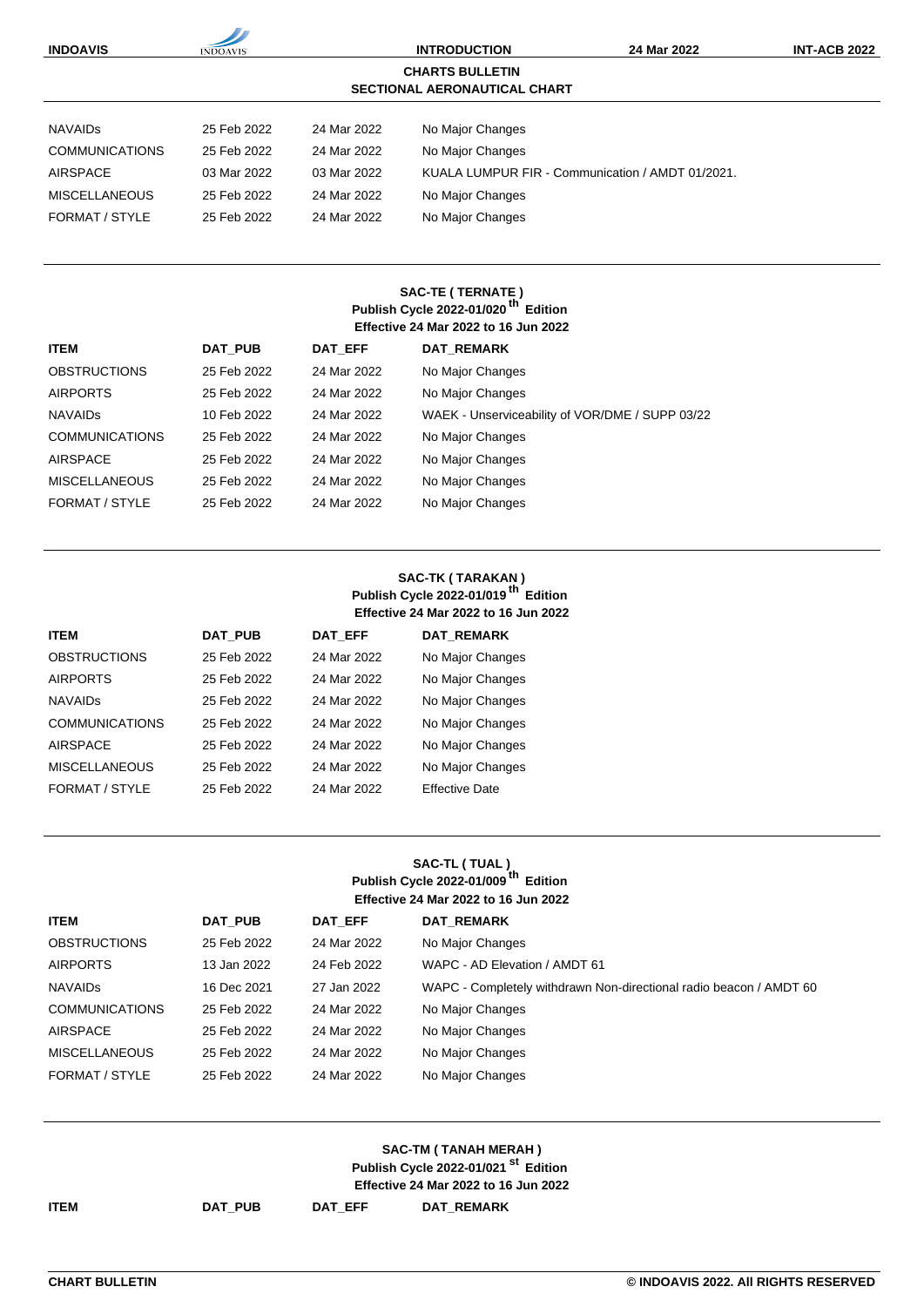## CHARTS BULLETIN
### SECTIONAL AERONAUTICAL CHART

| | | | |
|---|---|---|---|
| NAVAIDs | 25 Feb 2022 | 24 Mar 2022 | No Major Changes |
| COMMUNICATIONS | 25 Feb 2022 | 24 Mar 2022 | No Major Changes |
| AIRSPACE | 03 Mar 2022 | 03 Mar 2022 | KUALA LUMPUR FIR - Communication / AMDT 01/2021. |
| MISCELLANEOUS | 25 Feb 2022 | 24 Mar 2022 | No Major Changes |
| FORMAT / STYLE | 25 Feb 2022 | 24 Mar 2022 | No Major Changes |

**SAC-TE ( TERNATE )**
**Publish Cycle 2022-01/020[th] Edition**
**Effective 24 Mar 2022 to 16 Jun 2022**

| ITEM | DAT_PUB | DAT_EFF | DAT_REMARK |
|---|---|---|---|
| OBSTRUCTIONS | 25 Feb 2022 | 24 Mar 2022 | No Major Changes |
| AIRPORTS | 25 Feb 2022 | 24 Mar 2022 | No Major Changes |
| NAVAIDs | 10 Feb 2022 | 24 Mar 2022 | WAEK - Unserviceability of VOR/DME / SUPP 03/22 |
| COMMUNICATIONS | 25 Feb 2022 | 24 Mar 2022 | No Major Changes |
| AIRSPACE | 25 Feb 2022 | 24 Mar 2022 | No Major Changes |
| MISCELLANEOUS | 25 Feb 2022 | 24 Mar 2022 | No Major Changes |
| FORMAT / STYLE | 25 Feb 2022 | 24 Mar 2022 | No Major Changes |

**SAC-TK ( TARAKAN )**
**Publish Cycle 2022-01/019[th] Edition**
**Effective 24 Mar 2022 to 16 Jun 2022**

| ITEM | DAT_PUB | DAT_EFF | DAT_REMARK |
|---|---|---|---|
| OBSTRUCTIONS | 25 Feb 2022 | 24 Mar 2022 | No Major Changes |
| AIRPORTS | 25 Feb 2022 | 24 Mar 2022 | No Major Changes |
| NAVAIDs | 25 Feb 2022 | 24 Mar 2022 | No Major Changes |
| COMMUNICATIONS | 25 Feb 2022 | 24 Mar 2022 | No Major Changes |
| AIRSPACE | 25 Feb 2022 | 24 Mar 2022 | No Major Changes |
| MISCELLANEOUS | 25 Feb 2022 | 24 Mar 2022 | No Major Changes |
| FORMAT / STYLE | 25 Feb 2022 | 24 Mar 2022 | Effective Date |

**SAC-TL ( TUAL )**
**Publish Cycle 2022-01/009[th] Edition**
**Effective 24 Mar 2022 to 16 Jun 2022**

| ITEM | DAT_PUB | DAT_EFF | DAT_REMARK |
|---|---|---|---|
| OBSTRUCTIONS | 25 Feb 2022 | 24 Mar 2022 | No Major Changes |
| AIRPORTS | 13 Jan 2022 | 24 Feb 2022 | WAPC - AD Elevation / AMDT 61 |
| NAVAIDs | 16 Dec 2021 | 27 Jan 2022 | WAPC - Completely withdrawn Non-directional radio beacon / AMDT 60 |
| COMMUNICATIONS | 25 Feb 2022 | 24 Mar 2022 | No Major Changes |
| AIRSPACE | 25 Feb 2022 | 24 Mar 2022 | No Major Changes |
| MISCELLANEOUS | 25 Feb 2022 | 24 Mar 2022 | No Major Changes |
| FORMAT / STYLE | 25 Feb 2022 | 24 Mar 2022 | No Major Changes |

**SAC-TM ( TANAH MERAH )**
**Publish Cycle 2022-01/021[st] Edition**
**Effective 24 Mar 2022 to 16 Jun 2022**

| ITEM | DAT_PUB | DAT_EFF | DAT_REMARK |
|---|---|---|---|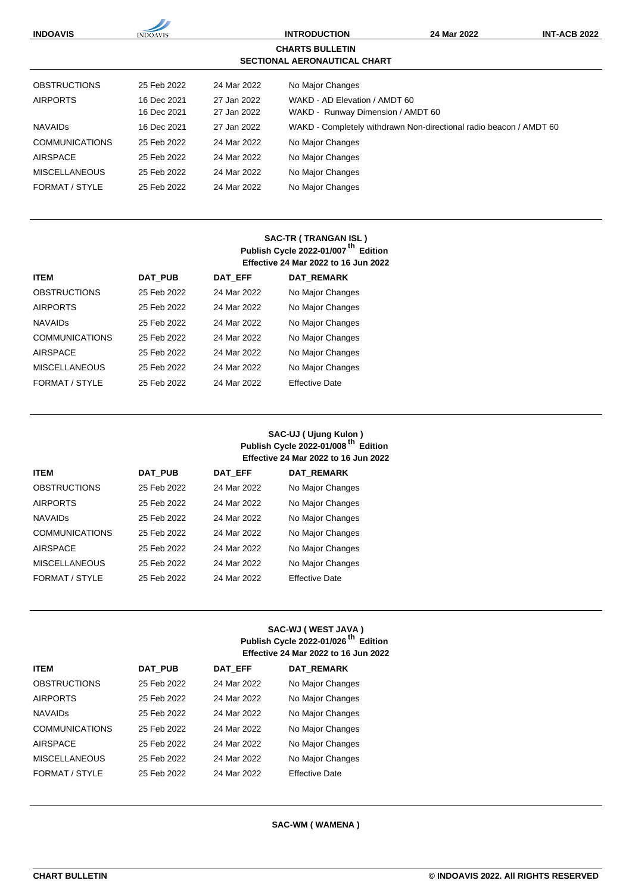## CHARTS BULLETIN
## SECTIONAL AERONAUTICAL CHART

| | | | |
|---|---|---|---|
| OBSTRUCTIONS | 25 Feb 2022 | 24 Mar 2022 | No Major Changes |
| AIRPORTS | 16 Dec 2021 | 27 Jan 2022 | WAKD - AD Elevation / AMDT 60 |
| | 16 Dec 2021 | 27 Jan 2022 | WAKD - Runway Dimension / AMDT 60 |
| NAVAIDs | 16 Dec 2021 | 27 Jan 2022 | WAKD - Completely withdrawn Non-directional radio beacon / AMDT 60 |
| COMMUNICATIONS | 25 Feb 2022 | 24 Mar 2022 | No Major Changes |
| AIRSPACE | 25 Feb 2022 | 24 Mar 2022 | No Major Changes |
| MISCELLANEOUS | 25 Feb 2022 | 24 Mar 2022 | No Major Changes |
| FORMAT / STYLE | 25 Feb 2022 | 24 Mar 2022 | No Major Changes |

### SAC-TR ( TRANGAN ISL )
**Publish Cycle 2022-01/007th Edition**
**Effective 24 Mar 2022 to 16 Jun 2022**

| ITEM | DAT_PUB | DAT_EFF | DAT_REMARK |
|---|---|---|---|
| OBSTRUCTIONS | 25 Feb 2022 | 24 Mar 2022 | No Major Changes |
| AIRPORTS | 25 Feb 2022 | 24 Mar 2022 | No Major Changes |
| NAVAIDs | 25 Feb 2022 | 24 Mar 2022 | No Major Changes |
| COMMUNICATIONS | 25 Feb 2022 | 24 Mar 2022 | No Major Changes |
| AIRSPACE | 25 Feb 2022 | 24 Mar 2022 | No Major Changes |
| MISCELLANEOUS | 25 Feb 2022 | 24 Mar 2022 | No Major Changes |
| FORMAT / STYLE | 25 Feb 2022 | 24 Mar 2022 | Effective Date |

### SAC-UJ ( Ujung Kulon )
**Publish Cycle 2022-01/008th Edition**
**Effective 24 Mar 2022 to 16 Jun 2022**

| ITEM | DAT_PUB | DAT_EFF | DAT_REMARK |
|---|---|---|---|
| OBSTRUCTIONS | 25 Feb 2022 | 24 Mar 2022 | No Major Changes |
| AIRPORTS | 25 Feb 2022 | 24 Mar 2022 | No Major Changes |
| NAVAIDs | 25 Feb 2022 | 24 Mar 2022 | No Major Changes |
| COMMUNICATIONS | 25 Feb 2022 | 24 Mar 2022 | No Major Changes |
| AIRSPACE | 25 Feb 2022 | 24 Mar 2022 | No Major Changes |
| MISCELLANEOUS | 25 Feb 2022 | 24 Mar 2022 | No Major Changes |
| FORMAT / STYLE | 25 Feb 2022 | 24 Mar 2022 | Effective Date |

### SAC-WJ ( WEST JAVA )
**Publish Cycle 2022-01/026th Edition**
**Effective 24 Mar 2022 to 16 Jun 2022**

| ITEM | DAT_PUB | DAT_EFF | DAT_REMARK |
|---|---|---|---|
| OBSTRUCTIONS | 25 Feb 2022 | 24 Mar 2022 | No Major Changes |
| AIRPORTS | 25 Feb 2022 | 24 Mar 2022 | No Major Changes |
| NAVAIDs | 25 Feb 2022 | 24 Mar 2022 | No Major Changes |
| COMMUNICATIONS | 25 Feb 2022 | 24 Mar 2022 | No Major Changes |
| AIRSPACE | 25 Feb 2022 | 24 Mar 2022 | No Major Changes |
| MISCELLANEOUS | 25 Feb 2022 | 24 Mar 2022 | No Major Changes |
| FORMAT / STYLE | 25 Feb 2022 | 24 Mar 2022 | Effective Date |

### SAC-WM ( WAMENA )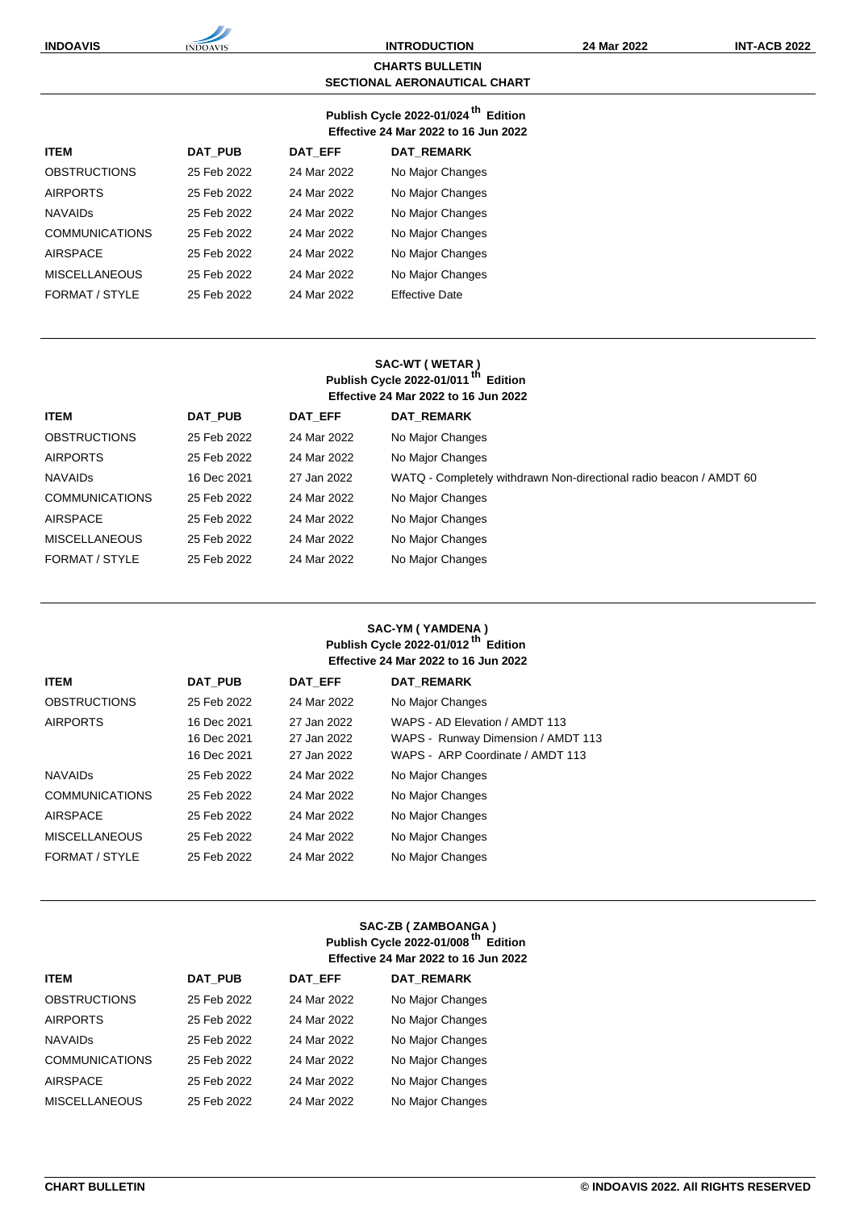## CHARTS BULLETIN
## SECTIONAL AERONAUTICAL CHART

**Publish Cycle 2022-01/024th Edition**
**Effective 24 Mar 2022 to 16 Jun 2022**

| ITEM | DAT_PUB | DAT_EFF | DAT_REMARK |
|---|---|---|---|
| OBSTRUCTIONS | 25 Feb 2022 | 24 Mar 2022 | No Major Changes |
| AIRPORTS | 25 Feb 2022 | 24 Mar 2022 | No Major Changes |
| NAVAIDs | 25 Feb 2022 | 24 Mar 2022 | No Major Changes |
| COMMUNICATIONS | 25 Feb 2022 | 24 Mar 2022 | No Major Changes |
| AIRSPACE | 25 Feb 2022 | 24 Mar 2022 | No Major Changes |
| MISCELLANEOUS | 25 Feb 2022 | 24 Mar 2022 | No Major Changes |
| FORMAT / STYLE | 25 Feb 2022 | 24 Mar 2022 | Effective Date |

### SAC-WT ( WETAR )

**Publish Cycle 2022-01/011th Edition**
**Effective 24 Mar 2022 to 16 Jun 2022**

| ITEM | DAT_PUB | DAT_EFF | DAT_REMARK |
|---|---|---|---|
| OBSTRUCTIONS | 25 Feb 2022 | 24 Mar 2022 | No Major Changes |
| AIRPORTS | 25 Feb 2022 | 24 Mar 2022 | No Major Changes |
| NAVAIDs | 16 Dec 2021 | 27 Jan 2022 | WATQ - Completely withdrawn Non-directional radio beacon / AMDT 60 |
| COMMUNICATIONS | 25 Feb 2022 | 24 Mar 2022 | No Major Changes |
| AIRSPACE | 25 Feb 2022 | 24 Mar 2022 | No Major Changes |
| MISCELLANEOUS | 25 Feb 2022 | 24 Mar 2022 | No Major Changes |
| FORMAT / STYLE | 25 Feb 2022 | 24 Mar 2022 | No Major Changes |

### SAC-YM ( YAMDENA )

**Publish Cycle 2022-01/012th Edition**
**Effective 24 Mar 2022 to 16 Jun 2022**

| ITEM | DAT_PUB | DAT_EFF | DAT_REMARK |
|---|---|---|---|
| OBSTRUCTIONS | 25 Feb 2022 | 24 Mar 2022 | No Major Changes |
| AIRPORTS | 16 Dec 2021 | 27 Jan 2022 | WAPS - AD Elevation / AMDT 113 |
| | 16 Dec 2021 | 27 Jan 2022 | WAPS - Runway Dimension / AMDT 113 |
| | 16 Dec 2021 | 27 Jan 2022 | WAPS - ARP Coordinate / AMDT 113 |
| NAVAIDs | 25 Feb 2022 | 24 Mar 2022 | No Major Changes |
| COMMUNICATIONS | 25 Feb 2022 | 24 Mar 2022 | No Major Changes |
| AIRSPACE | 25 Feb 2022 | 24 Mar 2022 | No Major Changes |
| MISCELLANEOUS | 25 Feb 2022 | 24 Mar 2022 | No Major Changes |
| FORMAT / STYLE | 25 Feb 2022 | 24 Mar 2022 | No Major Changes |

### SAC-ZB ( ZAMBOANGA )

**Publish Cycle 2022-01/008th Edition**
**Effective 24 Mar 2022 to 16 Jun 2022**

| ITEM | DAT_PUB | DAT_EFF | DAT_REMARK |
|---|---|---|---|
| OBSTRUCTIONS | 25 Feb 2022 | 24 Mar 2022 | No Major Changes |
| AIRPORTS | 25 Feb 2022 | 24 Mar 2022 | No Major Changes |
| NAVAIDs | 25 Feb 2022 | 24 Mar 2022 | No Major Changes |
| COMMUNICATIONS | 25 Feb 2022 | 24 Mar 2022 | No Major Changes |
| AIRSPACE | 25 Feb 2022 | 24 Mar 2022 | No Major Changes |
| MISCELLANEOUS | 25 Feb 2022 | 24 Mar 2022 | No Major Changes |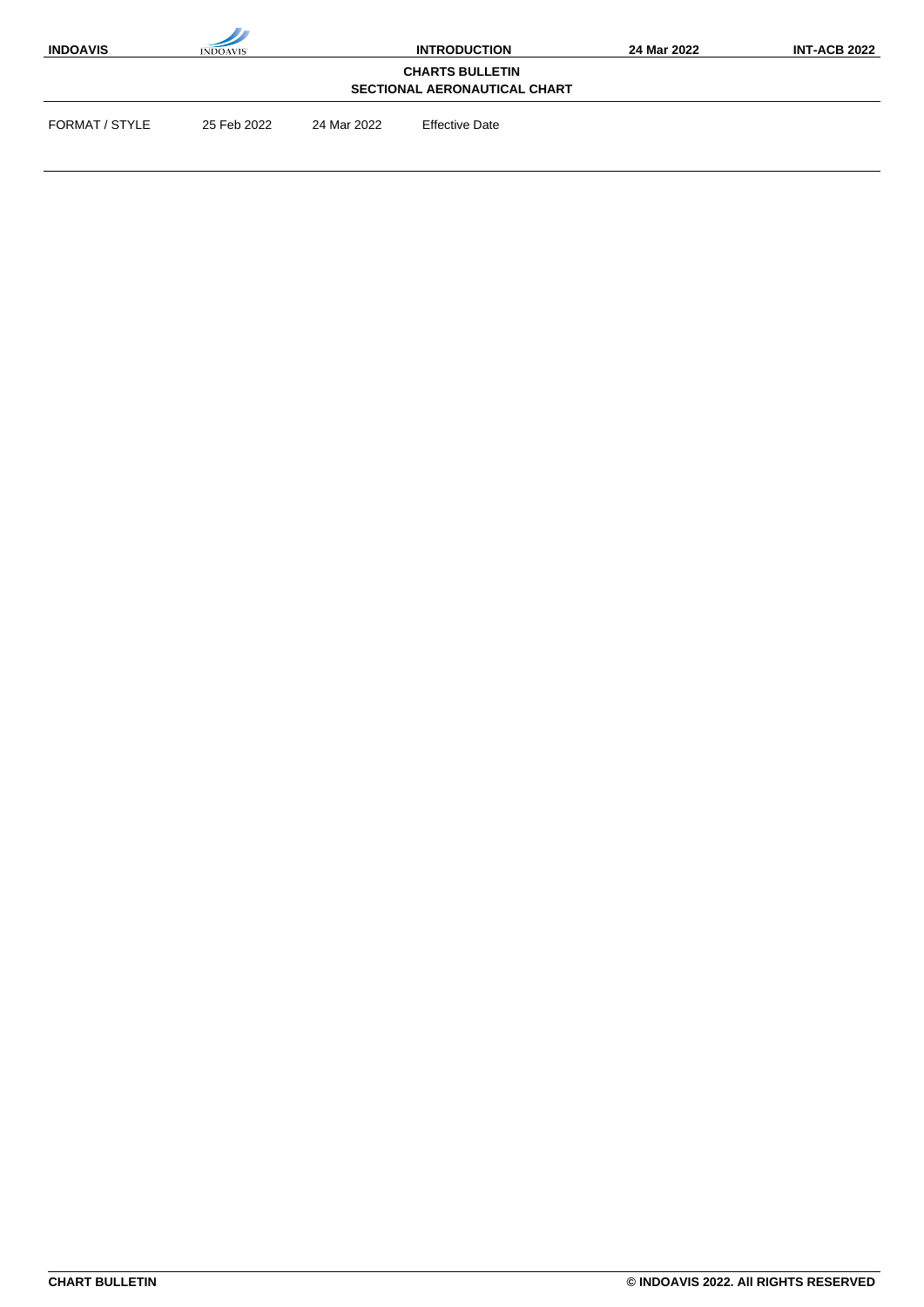**CHARTS BULLETIN**
**SECTIONAL AERONAUTICAL CHART**

| | | | |
|---|---|---|---|
| FORMAT / STYLE | 25 Feb 2022 | 24 Mar 2022 | Effective Date |